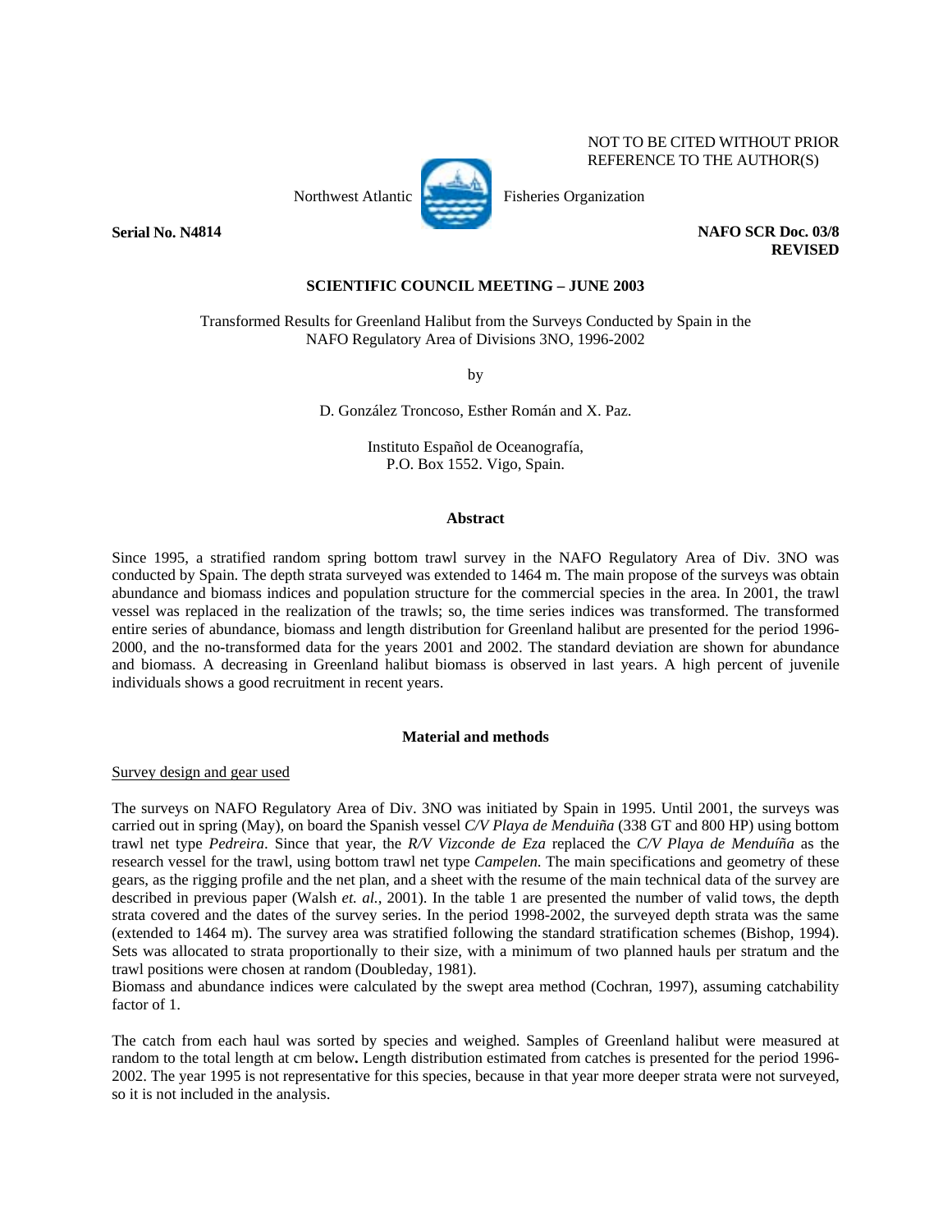NOT TO BE CITED WITHOUT PRIOR REFERENCE TO THE AUTHOR(S)

Northwest Atlantic Fisheries Organization

**Serial No. N4814** **NAFO SCR Doc. 03/8 REVISED**

**SCIENTIFIC COUNCIL MEETING – JUNE 2003**

Transformed Results for Greenland Halibut from the Surveys Conducted by Spain in the NAFO Regulatory Area of Divisions 3NO, 1996-2002

by

D. González Troncoso, Esther Román and X. Paz.

Instituto Español de Oceanografía,
P.O. Box 1552. Vigo, Spain.

## Abstract

Since 1995, a stratified random spring bottom trawl survey in the NAFO Regulatory Area of Div. 3NO was conducted by Spain. The depth strata surveyed was extended to 1464 m. The main propose of the surveys was obtain abundance and biomass indices and population structure for the commercial species in the area. In 2001, the trawl vessel was replaced in the realization of the trawls; so, the time series indices was transformed. The transformed entire series of abundance, biomass and length distribution for Greenland halibut are presented for the period 1996-2000, and the no-transformed data for the years 2001 and 2002. The standard deviation are shown for abundance and biomass. A decreasing in Greenland halibut biomass is observed in last years. A high percent of juvenile individuals shows a good recruitment in recent years.

## Material and methods

Survey design and gear used

The surveys on NAFO Regulatory Area of Div. 3NO was initiated by Spain in 1995. Until 2001, the surveys was carried out in spring (May), on board the Spanish vessel *C/V Playa de Menduíña* (338 GT and 800 HP) using bottom trawl net type *Pedreira*. Since that year, the *R/V Vizconde de Eza* replaced the *C/V Playa de Menduíña* as the research vessel for the trawl, using bottom trawl net type *Campelen*. The main specifications and geometry of these gears, as the rigging profile and the net plan, and a sheet with the resume of the main technical data of the survey are described in previous paper (Walsh *et. al.*, 2001). In the table 1 are presented the number of valid tows, the depth strata covered and the dates of the survey series. In the period 1998-2002, the surveyed depth strata was the same (extended to 1464 m). The survey area was stratified following the standard stratification schemes (Bishop, 1994). Sets was allocated to strata proportionally to their size, with a minimum of two planned hauls per stratum and the trawl positions were chosen at random (Doubleday, 1981).
Biomass and abundance indices were calculated by the swept area method (Cochran, 1997), assuming catchability factor of 1.

The catch from each haul was sorted by species and weighed. Samples of Greenland halibut were measured at random to the total length at cm below**.** Length distribution estimated from catches is presented for the period 1996-2002. The year 1995 is not representative for this species, because in that year more deeper strata were not surveyed, so it is not included in the analysis.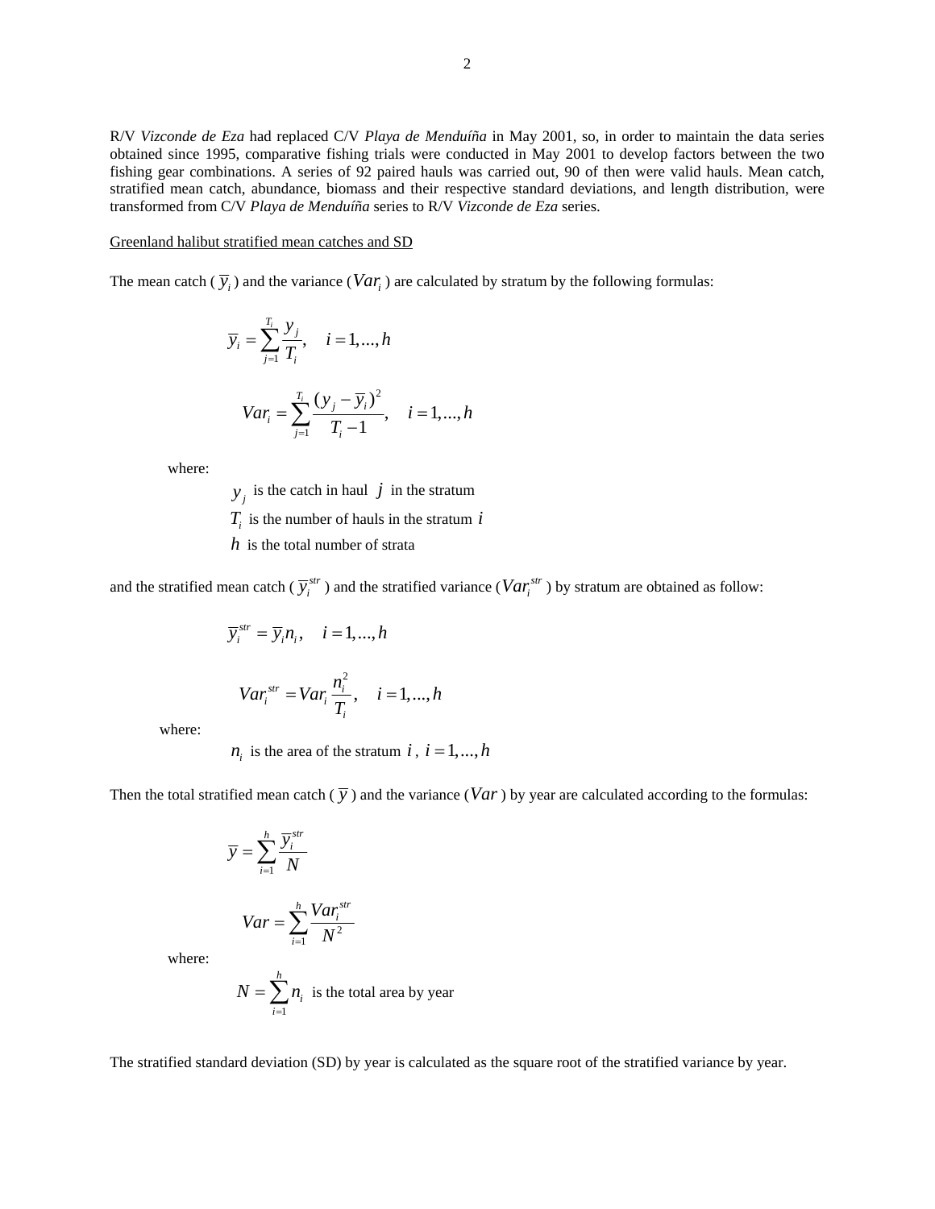R/V *Vizconde de Eza* had replaced C/V *Playa de Menduíña* in May 2001, so, in order to maintain the data series obtained since 1995, comparative fishing trials were conducted in May 2001 to develop factors between the two fishing gear combinations. A series of 92 paired hauls was carried out, 90 of then were valid hauls. Mean catch, stratified mean catch, abundance, biomass and their respective standard deviations, and length distribution, were transformed from C/V *Playa de Menduíña* series to R/V *Vizconde de Eza* series.

<u>Greenland halibut stratified mean catches and SD</u>

The mean catch ( $\overline{y}_i$ ) and the variance ($Var_i$ ) are calculated by stratum by the following formulas:

$$\overline{y}_i = \sum_{j=1}^{T_i} \frac{y_j}{T_i}, \quad i = 1, \ldots, h$$

$$Var_i = \sum_{j=1}^{T_i} \frac{(y_j - \overline{y}_i)^2}{T_i - 1}, \quad i = 1, \ldots, h$$

where:

$y_j$ is the catch in haul $j$ in the stratum

$T_i$ is the number of hauls in the stratum $i$

$h$ is the total number of strata

and the stratified mean catch ( $\overline{y}_i^{str}$ ) and the stratified variance ($Var_i^{str}$ ) by stratum are obtained as follow:

$$\overline{y}_i^{str} = \overline{y}_i n_i, \quad i = 1, \ldots, h$$

$$Var_i^{str} = Var_i \frac{n_i^2}{T_i}, \quad i = 1, \ldots, h$$

where:

$n_i$ is the area of the stratum $i$ , $i = 1, \ldots, h$

Then the total stratified mean catch ( $\overline{y}$ ) and the variance ($Var$ ) by year are calculated according to the formulas:

$$\overline{y} = \sum_{i=1}^{h} \frac{\overline{y}_i^{str}}{N}$$

$$Var = \sum_{i=1}^{h} \frac{Var_i^{str}}{N^2}$$

where:

$N = \sum_{i=1}^{h} n_i$ is the total area by year

The stratified standard deviation (SD) by year is calculated as the square root of the stratified variance by year.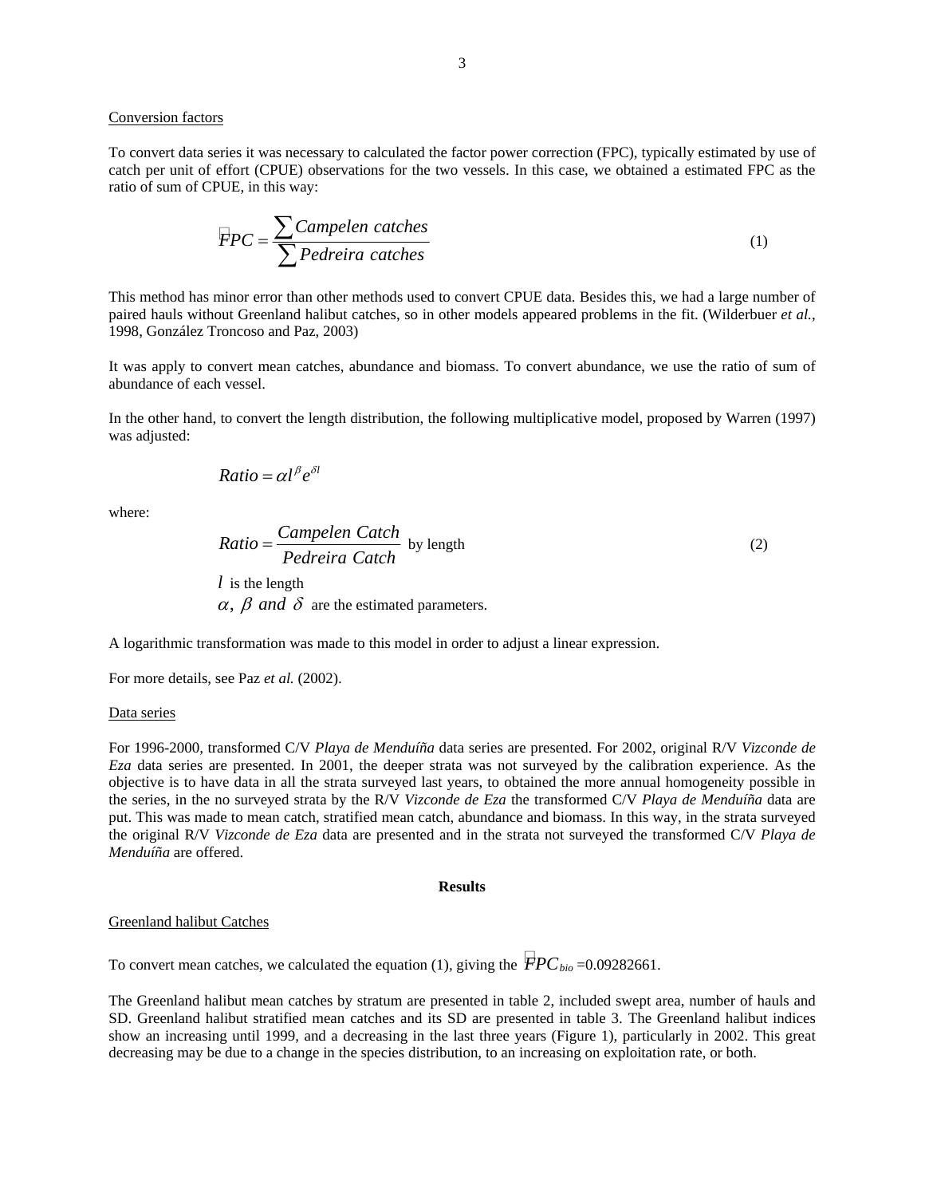Conversion factors

To convert data series it was necessary to calculated the factor power correction (FPC), typically estimated by use of catch per unit of effort (CPUE) observations for the two vessels. In this case, we obtained a estimated FPC as the ratio of sum of CPUE, in this way:

$$\hat{F}PC = \frac{\sum Campelen\ catches}{\sum Pedreira\ catches} \tag{1}$$

This method has minor error than other methods used to convert CPUE data. Besides this, we had a large number of paired hauls without Greenland halibut catches, so in other models appeared problems in the fit. (Wilderbuer *et al.*, 1998, González Troncoso and Paz, 2003)

It was apply to convert mean catches, abundance and biomass. To convert abundance, we use the ratio of sum of abundance of each vessel.

In the other hand, to convert the length distribution, the following multiplicative model, proposed by Warren (1997) was adjusted:

$$Ratio = \alpha l^{\beta} e^{\delta l}$$

where:

$$Ratio = \frac{Campelen\ Catch}{Pedreira\ Catch} \text{ by length} \tag{2}$$

$l$ is the length

$\alpha,\ \beta\ and\ \delta$ are the estimated parameters.

A logarithmic transformation was made to this model in order to adjust a linear expression.

For more details, see Paz *et al.* (2002).

Data series

For 1996-2000, transformed C/V *Playa de Menduíña* data series are presented. For 2002, original R/V *Vizconde de Eza* data series are presented. In 2001, the deeper strata was not surveyed by the calibration experience. As the objective is to have data in all the strata surveyed last years, to obtained the more annual homogeneity possible in the series, in the no surveyed strata by the R/V *Vizconde de Eza* the transformed C/V *Playa de Menduíña* data are put. This was made to mean catch, stratified mean catch, abundance and biomass. In this way, in the strata surveyed the original R/V *Vizconde de Eza* data are presented and in the strata not surveyed the transformed C/V *Playa de Menduíña* are offered.

## Results

Greenland halibut Catches

To convert mean catches, we calculated the equation (1), giving the $\hat{F}PC_{bio}$ =0.09282661.

The Greenland halibut mean catches by stratum are presented in table 2, included swept area, number of hauls and SD. Greenland halibut stratified mean catches and its SD are presented in table 3. The Greenland halibut indices show an increasing until 1999, and a decreasing in the last three years (Figure 1), particularly in 2002. This great decreasing may be due to a change in the species distribution, to an increasing on exploitation rate, or both.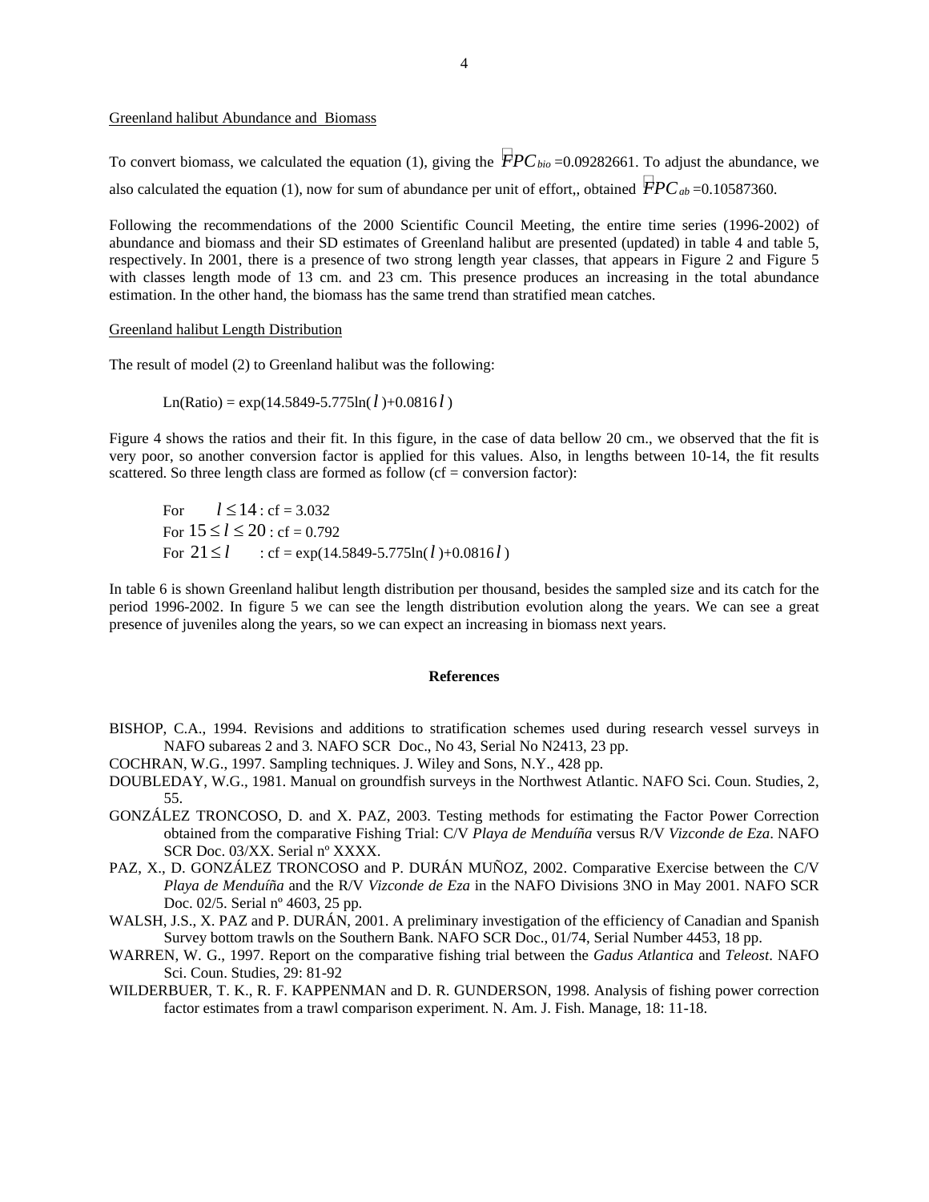Greenland halibut Abundance and Biomass

To convert biomass, we calculated the equation (1), giving the $\hat{FPC}_{bio}$ =0.09282661. To adjust the abundance, we also calculated the equation (1), now for sum of abundance per unit of effort,, obtained $\hat{FPC}_{ab}$ =0.10587360.

Following the recommendations of the 2000 Scientific Council Meeting, the entire time series (1996-2002) of abundance and biomass and their SD estimates of Greenland halibut are presented (updated) in table 4 and table 5, respectively. In 2001, there is a presence of two strong length year classes, that appears in Figure 2 and Figure 5 with classes length mode of 13 cm. and 23 cm. This presence produces an increasing in the total abundance estimation. In the other hand, the biomass has the same trend than stratified mean catches.

Greenland halibut Length Distribution

The result of model (2) to Greenland halibut was the following:

$$\text{Ln(Ratio)} = \exp(14.5849-5.775\ln(l)+0.0816l)$$

Figure 4 shows the ratios and their fit. In this figure, in the case of data bellow 20 cm., we observed that the fit is very poor, so another conversion factor is applied for this values. Also, in lengths between 10-14, the fit results scattered. So three length class are formed as follow (cf = conversion factor):

For $l \leq 14$ : cf = 3.032
For $15 \leq l \leq 20$ : cf = 0.792
For $21 \leq l$ : cf = $\exp(14.5849-5.775\ln(l)+0.0816l)$

In table 6 is shown Greenland halibut length distribution per thousand, besides the sampled size and its catch for the period 1996-2002. In figure 5 we can see the length distribution evolution along the years. We can see a great presence of juveniles along the years, so we can expect an increasing in biomass next years.

## References

BISHOP, C.A., 1994. Revisions and additions to stratification schemes used during research vessel surveys in NAFO subareas 2 and 3. NAFO SCR Doc., No 43, Serial No N2413, 23 pp.

COCHRAN, W.G., 1997. Sampling techniques. J. Wiley and Sons, N.Y., 428 pp.

DOUBLEDAY, W.G., 1981. Manual on groundfish surveys in the Northwest Atlantic. NAFO Sci. Coun. Studies, 2, 55.

GONZÁLEZ TRONCOSO, D. and X. PAZ, 2003. Testing methods for estimating the Factor Power Correction obtained from the comparative Fishing Trial: C/V *Playa de Menduíña* versus R/V *Vizconde de Eza*. NAFO SCR Doc. 03/XX. Serial nº XXXX.

PAZ, X., D. GONZÁLEZ TRONCOSO and P. DURÁN MUÑOZ, 2002. Comparative Exercise between the C/V *Playa de Menduíña* and the R/V *Vizconde de Eza* in the NAFO Divisions 3NO in May 2001. NAFO SCR Doc. 02/5. Serial nº 4603, 25 pp.

WALSH, J.S., X. PAZ and P. DURÁN, 2001. A preliminary investigation of the efficiency of Canadian and Spanish Survey bottom trawls on the Southern Bank. NAFO SCR Doc., 01/74, Serial Number 4453, 18 pp.

WARREN, W. G., 1997. Report on the comparative fishing trial between the *Gadus Atlantica* and *Teleost*. NAFO Sci. Coun. Studies, 29: 81-92

WILDERBUER, T. K., R. F. KAPPENMAN and D. R. GUNDERSON, 1998. Analysis of fishing power correction factor estimates from a trawl comparison experiment. N. Am. J. Fish. Manage, 18: 11-18.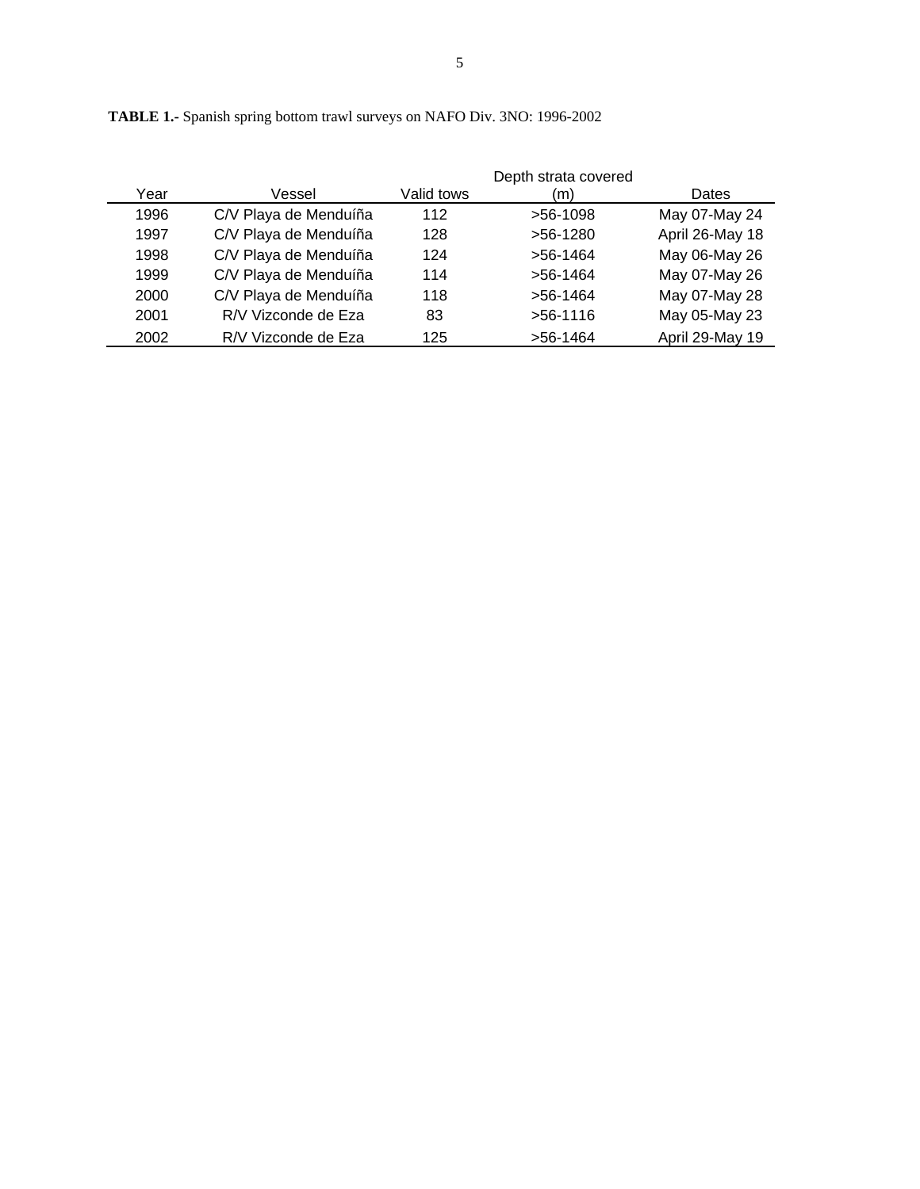**TABLE 1.-** Spanish spring bottom trawl surveys on NAFO Div. 3NO: 1996-2002

| Year | Vessel | Valid tows | Depth strata covered (m) | Dates |
|---|---|---|---|---|
| 1996 | C/V Playa de Menduíña | 112 | >56-1098 | May 07-May 24 |
| 1997 | C/V Playa de Menduíña | 128 | >56-1280 | April 26-May 18 |
| 1998 | C/V Playa de Menduíña | 124 | >56-1464 | May 06-May 26 |
| 1999 | C/V Playa de Menduíña | 114 | >56-1464 | May 07-May 26 |
| 2000 | C/V Playa de Menduíña | 118 | >56-1464 | May 07-May 28 |
| 2001 | R/V Vizconde de Eza | 83 | >56-1116 | May 05-May 23 |
| 2002 | R/V Vizconde de Eza | 125 | >56-1464 | April 29-May 19 |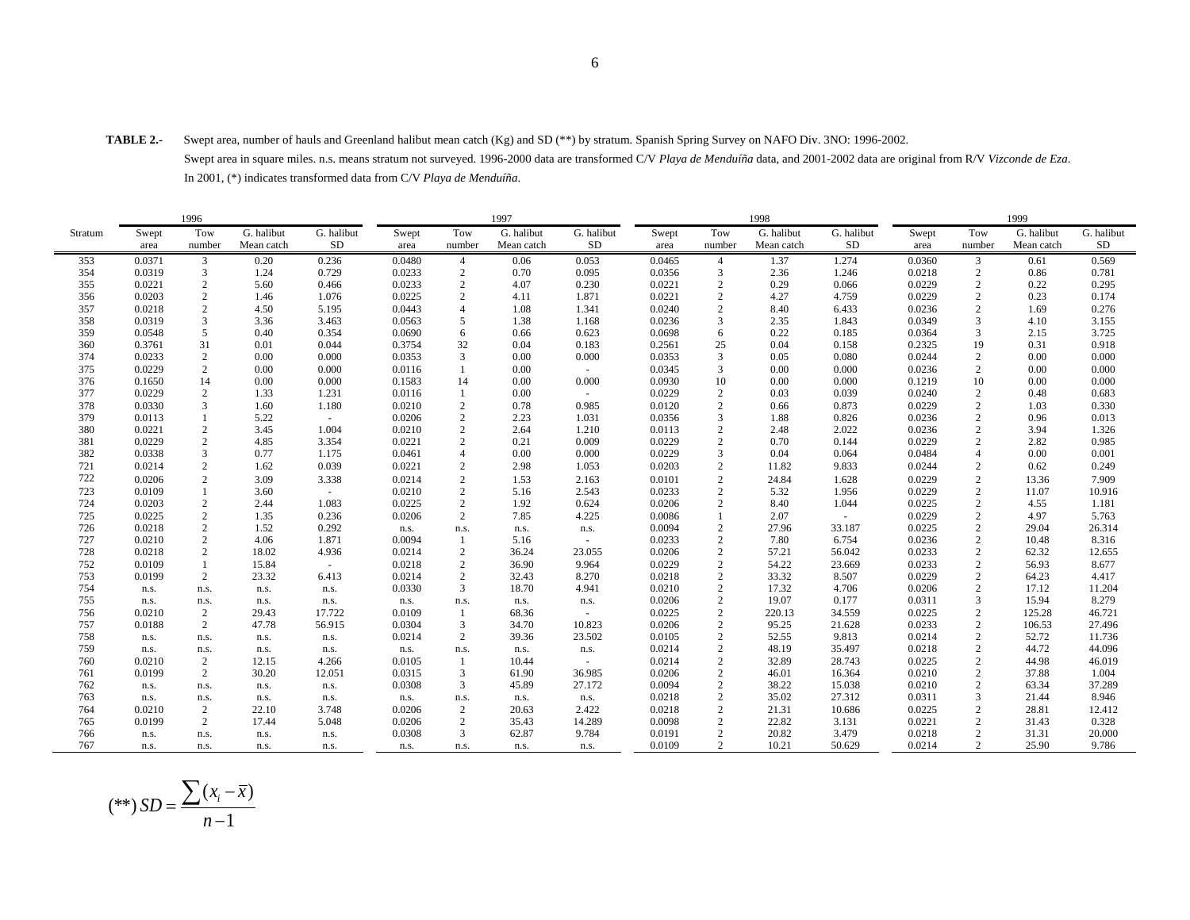**TABLE 2.-** Swept area, number of hauls and Greenland halibut mean catch (Kg) and SD (**) by stratum. Spanish Spring Survey on NAFO Div. 3NO: 1996-2002.

Swept area in square miles. n.s. means stratum not surveyed. 1996-2000 data are transformed C/V *Playa de Menduíña* data, and 2001-2002 data are original from R/V *Vizconde de Eza*. In 2001, (*) indicates transformed data from C/V *Playa de Menduíña*.

| | 1996 | | | | 1997 | | | | 1998 | | | | 1999 | | | |
|---|---|---|---|---|---|---|---|---|---|---|---|---|---|---|---|---|
| Stratum | Swept area | Tow number | G. halibut Mean catch | G. halibut SD | Swept area | Tow number | G. halibut Mean catch | G. halibut SD | Swept area | Tow number | G. halibut Mean catch | G. halibut SD | Swept area | Tow number | G. halibut Mean catch | G. halibut SD |
| 353 | 0.0371 | 3 | 0.20 | 0.236 | 0.0480 | 4 | 0.06 | 0.053 | 0.0465 | 4 | 1.37 | 1.274 | 0.0360 | 3 | 0.61 | 0.569 |
| 354 | 0.0319 | 3 | 1.24 | 0.729 | 0.0233 | 2 | 0.70 | 0.095 | 0.0356 | 3 | 2.36 | 1.246 | 0.0218 | 2 | 0.86 | 0.781 |
| 355 | 0.0221 | 2 | 5.60 | 0.466 | 0.0233 | 2 | 4.07 | 0.230 | 0.0221 | 2 | 0.29 | 0.066 | 0.0229 | 2 | 0.22 | 0.295 |
| 356 | 0.0203 | 2 | 1.46 | 1.076 | 0.0225 | 2 | 4.11 | 1.871 | 0.0221 | 2 | 4.27 | 4.759 | 0.0229 | 2 | 0.23 | 0.174 |
| 357 | 0.0218 | 2 | 4.50 | 5.195 | 0.0443 | 4 | 1.08 | 1.341 | 0.0240 | 2 | 8.40 | 6.433 | 0.0236 | 2 | 1.69 | 0.276 |
| 358 | 0.0319 | 3 | 3.36 | 3.463 | 0.0563 | 5 | 1.38 | 1.168 | 0.0236 | 3 | 2.35 | 1.843 | 0.0349 | 3 | 4.10 | 3.155 |
| 359 | 0.0548 | 5 | 0.40 | 0.354 | 0.0690 | 6 | 0.66 | 0.623 | 0.0698 | 6 | 0.22 | 0.185 | 0.0364 | 3 | 2.15 | 3.725 |
| 360 | 0.3761 | 31 | 0.01 | 0.044 | 0.3754 | 32 | 0.04 | 0.183 | 0.2561 | 25 | 0.04 | 0.158 | 0.2325 | 19 | 0.31 | 0.918 |
| 374 | 0.0233 | 2 | 0.00 | 0.000 | 0.0353 | 3 | 0.00 | 0.000 | 0.0353 | 3 | 0.05 | 0.080 | 0.0244 | 2 | 0.00 | 0.000 |
| 375 | 0.0229 | 2 | 0.00 | 0.000 | 0.0116 | 1 | 0.00 | - | 0.0345 | 3 | 0.00 | 0.000 | 0.0236 | 2 | 0.00 | 0.000 |
| 376 | 0.1650 | 14 | 0.00 | 0.000 | 0.1583 | 14 | 0.00 | 0.000 | 0.0930 | 10 | 0.00 | 0.000 | 0.1219 | 10 | 0.00 | 0.000 |
| 377 | 0.0229 | 2 | 1.33 | 1.231 | 0.0116 | 1 | 0.00 | - | 0.0229 | 2 | 0.03 | 0.039 | 0.0240 | 2 | 0.48 | 0.683 |
| 378 | 0.0330 | 3 | 1.60 | 1.180 | 0.0210 | 2 | 0.78 | 0.985 | 0.0120 | 2 | 0.66 | 0.873 | 0.0229 | 2 | 1.03 | 0.330 |
| 379 | 0.0113 | 1 | 5.22 | - | 0.0206 | 2 | 2.23 | 1.031 | 0.0356 | 3 | 1.88 | 0.826 | 0.0236 | 2 | 0.96 | 0.013 |
| 380 | 0.0221 | 2 | 3.45 | 1.004 | 0.0210 | 2 | 2.64 | 1.210 | 0.0113 | 2 | 2.48 | 2.022 | 0.0236 | 2 | 3.94 | 1.326 |
| 381 | 0.0229 | 2 | 4.85 | 3.354 | 0.0221 | 2 | 0.21 | 0.009 | 0.0229 | 2 | 0.70 | 0.144 | 0.0229 | 2 | 2.82 | 0.985 |
| 382 | 0.0338 | 3 | 0.77 | 1.175 | 0.0461 | 4 | 0.00 | 0.000 | 0.0229 | 3 | 0.04 | 0.064 | 0.0484 | 4 | 0.00 | 0.001 |
| 721 | 0.0214 | 2 | 1.62 | 0.039 | 0.0221 | 2 | 2.98 | 1.053 | 0.0203 | 2 | 11.82 | 9.833 | 0.0244 | 2 | 0.62 | 0.249 |
| 722 | 0.0206 | 2 | 3.09 | 3.338 | 0.0214 | 2 | 1.53 | 2.163 | 0.0101 | 2 | 24.84 | 1.628 | 0.0229 | 2 | 13.36 | 7.909 |
| 723 | 0.0109 | 1 | 3.60 | - | 0.0210 | 2 | 5.16 | 2.543 | 0.0233 | 2 | 5.32 | 1.956 | 0.0229 | 2 | 11.07 | 10.916 |
| 724 | 0.0203 | 2 | 2.44 | 1.083 | 0.0225 | 2 | 1.92 | 0.624 | 0.0206 | 2 | 8.40 | 1.044 | 0.0225 | 2 | 4.55 | 1.181 |
| 725 | 0.0225 | 2 | 1.35 | 0.236 | 0.0206 | 2 | 7.85 | 4.225 | 0.0086 | 1 | 2.07 | - | 0.0229 | 2 | 4.97 | 5.763 |
| 726 | 0.0218 | 2 | 1.52 | 0.292 | n.s. | n.s. | n.s. | n.s. | 0.0094 | 2 | 27.96 | 33.187 | 0.0225 | 2 | 29.04 | 26.314 |
| 727 | 0.0210 | 2 | 4.06 | 1.871 | 0.0094 | 1 | 5.16 | - | 0.0233 | 2 | 7.80 | 6.754 | 0.0236 | 2 | 10.48 | 8.316 |
| 728 | 0.0218 | 2 | 18.02 | 4.936 | 0.0214 | 2 | 36.24 | 23.055 | 0.0206 | 2 | 57.21 | 56.042 | 0.0233 | 2 | 62.32 | 12.655 |
| 752 | 0.0109 | 1 | 15.84 | - | 0.0218 | 2 | 36.90 | 9.964 | 0.0229 | 2 | 54.22 | 23.669 | 0.0233 | 2 | 56.93 | 8.677 |
| 753 | 0.0199 | 2 | 23.32 | 6.413 | 0.0214 | 2 | 32.43 | 8.270 | 0.0218 | 2 | 33.32 | 8.507 | 0.0229 | 2 | 64.23 | 4.417 |
| 754 | n.s. | n.s. | n.s. | n.s. | 0.0330 | 3 | 18.70 | 4.941 | 0.0210 | 2 | 17.32 | 4.706 | 0.0206 | 2 | 17.12 | 11.204 |
| 755 | n.s. | n.s. | n.s. | n.s. | n.s. | n.s. | n.s. | n.s. | 0.0206 | 2 | 19.07 | 0.177 | 0.0311 | 3 | 15.94 | 8.279 |
| 756 | 0.0210 | 2 | 29.43 | 17.722 | 0.0109 | 1 | 68.36 | - | 0.0225 | 2 | 220.13 | 34.559 | 0.0225 | 2 | 125.28 | 46.721 |
| 757 | 0.0188 | 2 | 47.78 | 56.915 | 0.0304 | 3 | 34.70 | 10.823 | 0.0206 | 2 | 95.25 | 21.628 | 0.0233 | 2 | 106.53 | 27.496 |
| 758 | n.s. | n.s. | n.s. | n.s. | 0.0214 | 2 | 39.36 | 23.502 | 0.0105 | 2 | 52.55 | 9.813 | 0.0214 | 2 | 52.72 | 11.736 |
| 759 | n.s. | n.s. | n.s. | n.s. | n.s. | n.s. | n.s. | n.s. | 0.0214 | 2 | 48.19 | 35.497 | 0.0218 | 2 | 44.72 | 44.096 |
| 760 | 0.0210 | 2 | 12.15 | 4.266 | 0.0105 | 1 | 10.44 | - | 0.0214 | 2 | 32.89 | 28.743 | 0.0225 | 2 | 44.98 | 46.019 |
| 761 | 0.0199 | 2 | 30.20 | 12.051 | 0.0315 | 3 | 61.90 | 36.985 | 0.0206 | 2 | 46.01 | 16.364 | 0.0210 | 2 | 37.88 | 1.004 |
| 762 | n.s. | n.s. | n.s. | n.s. | 0.0308 | 3 | 45.89 | 27.172 | 0.0094 | 2 | 38.22 | 15.038 | 0.0210 | 2 | 63.34 | 37.289 |
| 763 | n.s. | n.s. | n.s. | n.s. | n.s. | n.s. | n.s. | n.s. | 0.0218 | 2 | 35.02 | 27.312 | 0.0311 | 3 | 21.44 | 8.946 |
| 764 | 0.0210 | 2 | 22.10 | 3.748 | 0.0206 | 2 | 20.63 | 2.422 | 0.0218 | 2 | 21.31 | 10.686 | 0.0225 | 2 | 28.81 | 12.412 |
| 765 | 0.0199 | 2 | 17.44 | 5.048 | 0.0206 | 2 | 35.43 | 14.289 | 0.0098 | 2 | 22.82 | 3.131 | 0.0221 | 2 | 31.43 | 0.328 |
| 766 | n.s. | n.s. | n.s. | n.s. | 0.0308 | 3 | 62.87 | 9.784 | 0.0191 | 2 | 20.82 | 3.479 | 0.0218 | 2 | 31.31 | 20.000 |
| 767 | n.s. | n.s. | n.s. | n.s. | n.s. | n.s. | n.s. | n.s. | 0.0109 | 2 | 10.21 | 50.629 | 0.0214 | 2 | 25.90 | 9.786 |

$$(**)\ SD = \frac{\sum (x_i - \overline{x})}{n-1}$$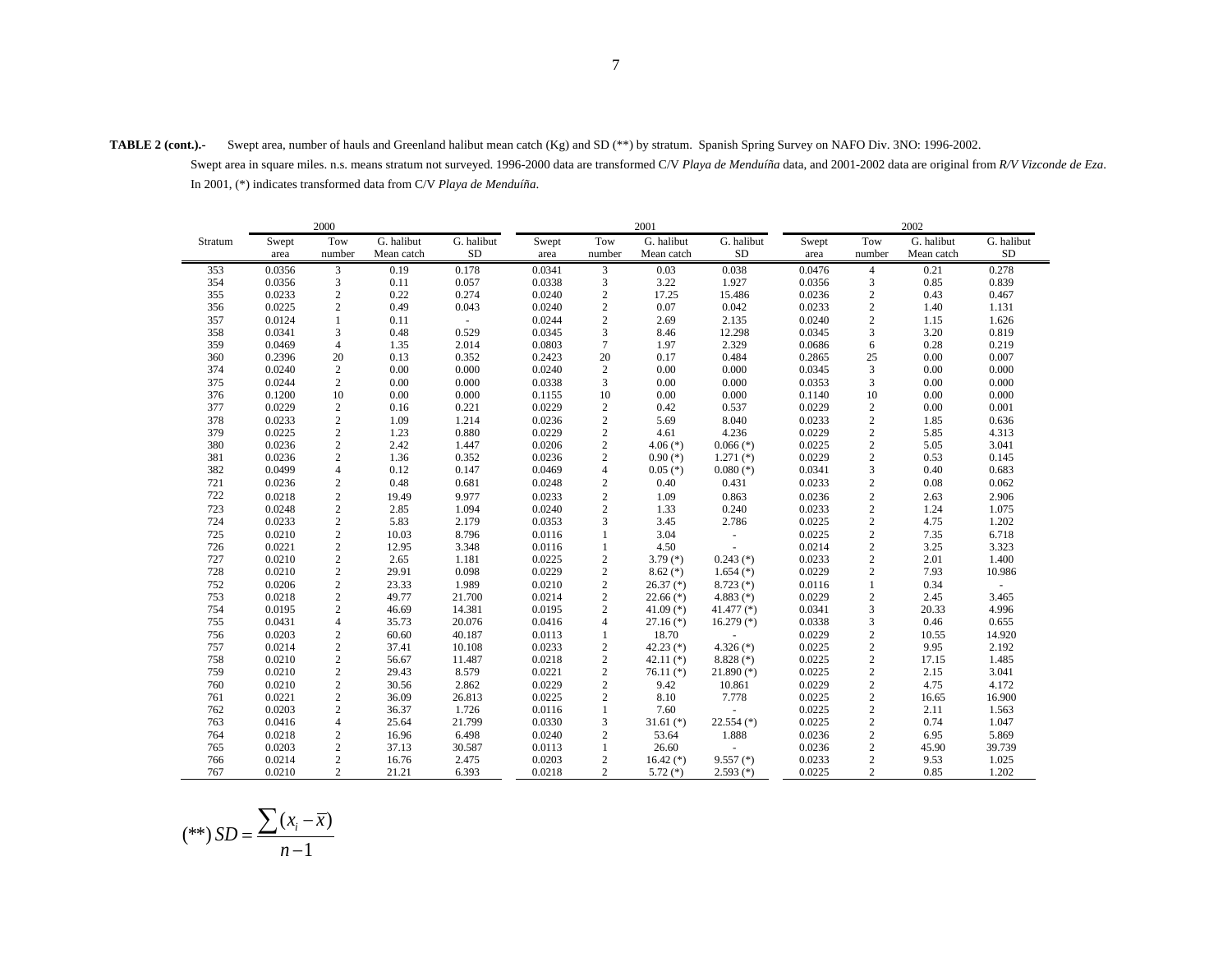**TABLE 2 (cont.).-** Swept area, number of hauls and Greenland halibut mean catch (Kg) and SD (**) by stratum. Spanish Spring Survey on NAFO Div. 3NO: 1996-2002.
Swept area in square miles. n.s. means stratum not surveyed. 1996-2000 data are transformed C/V *Playa de Menduíña* data, and 2001-2002 data are original from *R/V Vizconde de Eza*.
In 2001, (*) indicates transformed data from C/V *Playa de Menduíña*.

| | 2000 | | | | 2001 | | | | 2002 | | | |
|---|---|---|---|---|---|---|---|---|---|---|---|---|
| Stratum | Swept area | Tow number | G. halibut Mean catch | G. halibut SD | Swept area | Tow number | G. halibut Mean catch | G. halibut SD | Swept area | Tow number | G. halibut Mean catch | G. halibut SD |
| 353 | 0.0356 | 3 | 0.19 | 0.178 | 0.0341 | 3 | 0.03 | 0.038 | 0.0476 | 4 | 0.21 | 0.278 |
| 354 | 0.0356 | 3 | 0.11 | 0.057 | 0.0338 | 3 | 3.22 | 1.927 | 0.0356 | 3 | 0.85 | 0.839 |
| 355 | 0.0233 | 2 | 0.22 | 0.274 | 0.0240 | 2 | 17.25 | 15.486 | 0.0236 | 2 | 0.43 | 0.467 |
| 356 | 0.0225 | 2 | 0.49 | 0.043 | 0.0240 | 2 | 0.07 | 0.042 | 0.0233 | 2 | 1.40 | 1.131 |
| 357 | 0.0124 | 1 | 0.11 | - | 0.0244 | 2 | 2.69 | 2.135 | 0.0240 | 2 | 1.15 | 1.626 |
| 358 | 0.0341 | 3 | 0.48 | 0.529 | 0.0345 | 3 | 8.46 | 12.298 | 0.0345 | 3 | 3.20 | 0.819 |
| 359 | 0.0469 | 4 | 1.35 | 2.014 | 0.0803 | 7 | 1.97 | 2.329 | 0.0686 | 6 | 0.28 | 0.219 |
| 360 | 0.2396 | 20 | 0.13 | 0.352 | 0.2423 | 20 | 0.17 | 0.484 | 0.2865 | 25 | 0.00 | 0.007 |
| 374 | 0.0240 | 2 | 0.00 | 0.000 | 0.0240 | 2 | 0.00 | 0.000 | 0.0345 | 3 | 0.00 | 0.000 |
| 375 | 0.0244 | 2 | 0.00 | 0.000 | 0.0338 | 3 | 0.00 | 0.000 | 0.0353 | 3 | 0.00 | 0.000 |
| 376 | 0.1200 | 10 | 0.00 | 0.000 | 0.1155 | 10 | 0.00 | 0.000 | 0.1140 | 10 | 0.00 | 0.000 |
| 377 | 0.0229 | 2 | 0.16 | 0.221 | 0.0229 | 2 | 0.42 | 0.537 | 0.0229 | 2 | 0.00 | 0.001 |
| 378 | 0.0233 | 2 | 1.09 | 1.214 | 0.0236 | 2 | 5.69 | 8.040 | 0.0233 | 2 | 1.85 | 0.636 |
| 379 | 0.0225 | 2 | 1.23 | 0.880 | 0.0229 | 2 | 4.61 | 4.236 | 0.0229 | 2 | 5.85 | 4.313 |
| 380 | 0.0236 | 2 | 2.42 | 1.447 | 0.0206 | 2 | 4.06 (*) | 0.066 (*) | 0.0225 | 2 | 5.05 | 3.041 |
| 381 | 0.0236 | 2 | 1.36 | 0.352 | 0.0236 | 2 | 0.90 (*) | 1.271 (*) | 0.0229 | 2 | 0.53 | 0.145 |
| 382 | 0.0499 | 4 | 0.12 | 0.147 | 0.0469 | 4 | 0.05 (*) | 0.080 (*) | 0.0341 | 3 | 0.40 | 0.683 |
| 721 | 0.0236 | 2 | 0.48 | 0.681 | 0.0248 | 2 | 0.40 | 0.431 | 0.0233 | 2 | 0.08 | 0.062 |
| 722 | 0.0218 | 2 | 19.49 | 9.977 | 0.0233 | 2 | 1.09 | 0.863 | 0.0236 | 2 | 2.63 | 2.906 |
| 723 | 0.0248 | 2 | 2.85 | 1.094 | 0.0240 | 2 | 1.33 | 0.240 | 0.0233 | 2 | 1.24 | 1.075 |
| 724 | 0.0233 | 2 | 5.83 | 2.179 | 0.0353 | 3 | 3.45 | 2.786 | 0.0225 | 2 | 4.75 | 1.202 |
| 725 | 0.0210 | 2 | 10.03 | 8.796 | 0.0116 | 1 | 3.04 | - | 0.0225 | 2 | 7.35 | 6.718 |
| 726 | 0.0221 | 2 | 12.95 | 3.348 | 0.0116 | 1 | 4.50 | - | 0.0214 | 2 | 3.25 | 3.323 |
| 727 | 0.0210 | 2 | 2.65 | 1.181 | 0.0225 | 2 | 3.79 (*) | 0.243 (*) | 0.0233 | 2 | 2.01 | 1.400 |
| 728 | 0.0210 | 2 | 29.91 | 0.098 | 0.0229 | 2 | 8.62 (*) | 1.654 (*) | 0.0229 | 2 | 7.93 | 10.986 |
| 752 | 0.0206 | 2 | 23.33 | 1.989 | 0.0210 | 2 | 26.37 (*) | 8.723 (*) | 0.0116 | 1 | 0.34 | - |
| 753 | 0.0218 | 2 | 49.77 | 21.700 | 0.0214 | 2 | 22.66 (*) | 4.883 (*) | 0.0229 | 2 | 2.45 | 3.465 |
| 754 | 0.0195 | 2 | 46.69 | 14.381 | 0.0195 | 2 | 41.09 (*) | 41.477 (*) | 0.0341 | 3 | 20.33 | 4.996 |
| 755 | 0.0431 | 4 | 35.73 | 20.076 | 0.0416 | 4 | 27.16 (*) | 16.279 (*) | 0.0338 | 3 | 0.46 | 0.655 |
| 756 | 0.0203 | 2 | 60.60 | 40.187 | 0.0113 | 1 | 18.70 | - | 0.0229 | 2 | 10.55 | 14.920 |
| 757 | 0.0214 | 2 | 37.41 | 10.108 | 0.0233 | 2 | 42.23 (*) | 4.326 (*) | 0.0225 | 2 | 9.95 | 2.192 |
| 758 | 0.0210 | 2 | 56.67 | 11.487 | 0.0218 | 2 | 42.11 (*) | 8.828 (*) | 0.0225 | 2 | 17.15 | 1.485 |
| 759 | 0.0210 | 2 | 29.43 | 8.579 | 0.0221 | 2 | 76.11 (*) | 21.890 (*) | 0.0225 | 2 | 2.15 | 3.041 |
| 760 | 0.0210 | 2 | 30.56 | 2.862 | 0.0229 | 2 | 9.42 | 10.861 | 0.0229 | 2 | 4.75 | 4.172 |
| 761 | 0.0221 | 2 | 36.09 | 26.813 | 0.0225 | 2 | 8.10 | 7.778 | 0.0225 | 2 | 16.65 | 16.900 |
| 762 | 0.0203 | 2 | 36.37 | 1.726 | 0.0116 | 1 | 7.60 | - | 0.0225 | 2 | 2.11 | 1.563 |
| 763 | 0.0416 | 4 | 25.64 | 21.799 | 0.0330 | 3 | 31.61 (*) | 22.554 (*) | 0.0225 | 2 | 0.74 | 1.047 |
| 764 | 0.0218 | 2 | 16.96 | 6.498 | 0.0240 | 2 | 53.64 | 1.888 | 0.0236 | 2 | 6.95 | 5.869 |
| 765 | 0.0203 | 2 | 37.13 | 30.587 | 0.0113 | 1 | 26.60 | - | 0.0236 | 2 | 45.90 | 39.739 |
| 766 | 0.0214 | 2 | 16.76 | 2.475 | 0.0203 | 2 | 16.42 (*) | 9.557 (*) | 0.0233 | 2 | 9.53 | 1.025 |
| 767 | 0.0210 | 2 | 21.21 | 6.393 | 0.0218 | 2 | 5.72 (*) | 2.593 (*) | 0.0225 | 2 | 0.85 | 1.202 |

$$(^{**})\ SD = \frac{\sum (x_i - \overline{x})}{n-1}$$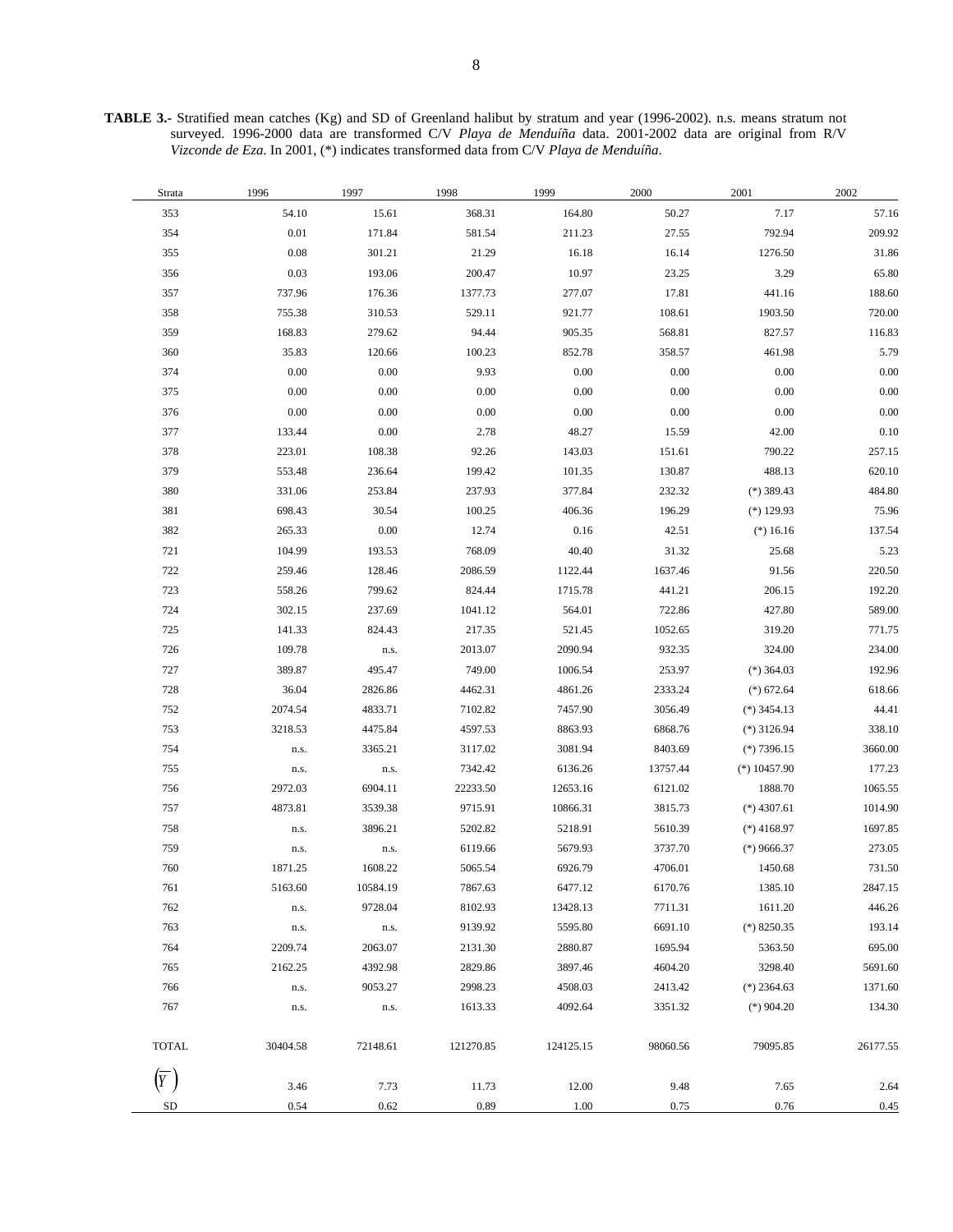**TABLE 3.-** Stratified mean catches (Kg) and SD of Greenland halibut by stratum and year (1996-2002). n.s. means stratum not surveyed. 1996-2000 data are transformed C/V *Playa de Menduíña* data. 2001-2002 data are original from R/V *Vizconde de Eza*. In 2001, (*) indicates transformed data from C/V *Playa de Menduíña*.

| Strata | 1996 | 1997 | 1998 | 1999 | 2000 | 2001 | 2002 |
|---|---|---|---|---|---|---|---|
| 353 | 54.10 | 15.61 | 368.31 | 164.80 | 50.27 | 7.17 | 57.16 |
| 354 | 0.01 | 171.84 | 581.54 | 211.23 | 27.55 | 792.94 | 209.92 |
| 355 | 0.08 | 301.21 | 21.29 | 16.18 | 16.14 | 1276.50 | 31.86 |
| 356 | 0.03 | 193.06 | 200.47 | 10.97 | 23.25 | 3.29 | 65.80 |
| 357 | 737.96 | 176.36 | 1377.73 | 277.07 | 17.81 | 441.16 | 188.60 |
| 358 | 755.38 | 310.53 | 529.11 | 921.77 | 108.61 | 1903.50 | 720.00 |
| 359 | 168.83 | 279.62 | 94.44 | 905.35 | 568.81 | 827.57 | 116.83 |
| 360 | 35.83 | 120.66 | 100.23 | 852.78 | 358.57 | 461.98 | 5.79 |
| 374 | 0.00 | 0.00 | 9.93 | 0.00 | 0.00 | 0.00 | 0.00 |
| 375 | 0.00 | 0.00 | 0.00 | 0.00 | 0.00 | 0.00 | 0.00 |
| 376 | 0.00 | 0.00 | 0.00 | 0.00 | 0.00 | 0.00 | 0.00 |
| 377 | 133.44 | 0.00 | 2.78 | 48.27 | 15.59 | 42.00 | 0.10 |
| 378 | 223.01 | 108.38 | 92.26 | 143.03 | 151.61 | 790.22 | 257.15 |
| 379 | 553.48 | 236.64 | 199.42 | 101.35 | 130.87 | 488.13 | 620.10 |
| 380 | 331.06 | 253.84 | 237.93 | 377.84 | 232.32 | (*) 389.43 | 484.80 |
| 381 | 698.43 | 30.54 | 100.25 | 406.36 | 196.29 | (*) 129.93 | 75.96 |
| 382 | 265.33 | 0.00 | 12.74 | 0.16 | 42.51 | (*) 16.16 | 137.54 |
| 721 | 104.99 | 193.53 | 768.09 | 40.40 | 31.32 | 25.68 | 5.23 |
| 722 | 259.46 | 128.46 | 2086.59 | 1122.44 | 1637.46 | 91.56 | 220.50 |
| 723 | 558.26 | 799.62 | 824.44 | 1715.78 | 441.21 | 206.15 | 192.20 |
| 724 | 302.15 | 237.69 | 1041.12 | 564.01 | 722.86 | 427.80 | 589.00 |
| 725 | 141.33 | 824.43 | 217.35 | 521.45 | 1052.65 | 319.20 | 771.75 |
| 726 | 109.78 | n.s. | 2013.07 | 2090.94 | 932.35 | 324.00 | 234.00 |
| 727 | 389.87 | 495.47 | 749.00 | 1006.54 | 253.97 | (*) 364.03 | 192.96 |
| 728 | 36.04 | 2826.86 | 4462.31 | 4861.26 | 2333.24 | (*) 672.64 | 618.66 |
| 752 | 2074.54 | 4833.71 | 7102.82 | 7457.90 | 3056.49 | (*) 3454.13 | 44.41 |
| 753 | 3218.53 | 4475.84 | 4597.53 | 8863.93 | 6868.76 | (*) 3126.94 | 338.10 |
| 754 | n.s. | 3365.21 | 3117.02 | 3081.94 | 8403.69 | (*) 7396.15 | 3660.00 |
| 755 | n.s. | n.s. | 7342.42 | 6136.26 | 13757.44 | (*) 10457.90 | 177.23 |
| 756 | 2972.03 | 6904.11 | 22233.50 | 12653.16 | 6121.02 | 1888.70 | 1065.55 |
| 757 | 4873.81 | 3539.38 | 9715.91 | 10866.31 | 3815.73 | (*) 4307.61 | 1014.90 |
| 758 | n.s. | 3896.21 | 5202.82 | 5218.91 | 5610.39 | (*) 4168.97 | 1697.85 |
| 759 | n.s. | n.s. | 6119.66 | 5679.93 | 3737.70 | (*) 9666.37 | 273.05 |
| 760 | 1871.25 | 1608.22 | 5065.54 | 6926.79 | 4706.01 | 1450.68 | 731.50 |
| 761 | 5163.60 | 10584.19 | 7867.63 | 6477.12 | 6170.76 | 1385.10 | 2847.15 |
| 762 | n.s. | 9728.04 | 8102.93 | 13428.13 | 7711.31 | 1611.20 | 446.26 |
| 763 | n.s. | n.s. | 9139.92 | 5595.80 | 6691.10 | (*) 8250.35 | 193.14 |
| 764 | 2209.74 | 2063.07 | 2131.30 | 2880.87 | 1695.94 | 5363.50 | 695.00 |
| 765 | 2162.25 | 4392.98 | 2829.86 | 3897.46 | 4604.20 | 3298.40 | 5691.60 |
| 766 | n.s. | 9053.27 | 2998.23 | 4508.03 | 2413.42 | (*) 2364.63 | 1371.60 |
| 767 | n.s. | n.s. | 1613.33 | 4092.64 | 3351.32 | (*) 904.20 | 134.30 |
| TOTAL | 30404.58 | 72148.61 | 121270.85 | 124125.15 | 98060.56 | 79095.85 | 26177.55 |
| $(\overline{Y})$ | 3.46 | 7.73 | 11.73 | 12.00 | 9.48 | 7.65 | 2.64 |
| SD | 0.54 | 0.62 | 0.89 | 1.00 | 0.75 | 0.76 | 0.45 |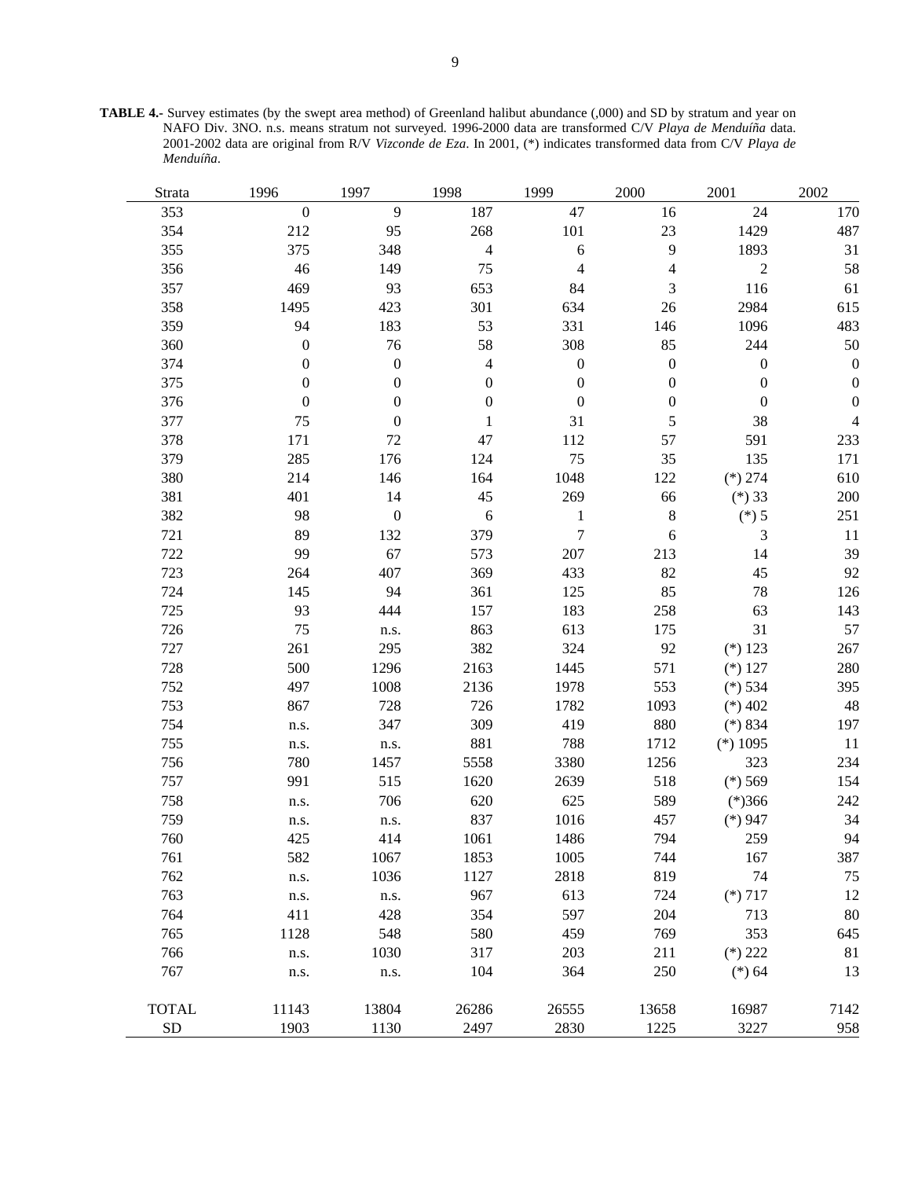**TABLE 4.-** Survey estimates (by the swept area method) of Greenland halibut abundance (,000) and SD by stratum and year on NAFO Div. 3NO. n.s. means stratum not surveyed. 1996-2000 data are transformed C/V *Playa de Menduíña* data. 2001-2002 data are original from R/V *Vizconde de Eza*. In 2001, (*) indicates transformed data from C/V *Playa de Menduíña*.

| Strata | 1996 | 1997 | 1998 | 1999 | 2000 | 2001 | 2002 |
|---|---|---|---|---|---|---|---|
| 353 | 0 | 9 | 187 | 47 | 16 | 24 | 170 |
| 354 | 212 | 95 | 268 | 101 | 23 | 1429 | 487 |
| 355 | 375 | 348 | 4 | 6 | 9 | 1893 | 31 |
| 356 | 46 | 149 | 75 | 4 | 4 | 2 | 58 |
| 357 | 469 | 93 | 653 | 84 | 3 | 116 | 61 |
| 358 | 1495 | 423 | 301 | 634 | 26 | 2984 | 615 |
| 359 | 94 | 183 | 53 | 331 | 146 | 1096 | 483 |
| 360 | 0 | 76 | 58 | 308 | 85 | 244 | 50 |
| 374 | 0 | 0 | 4 | 0 | 0 | 0 | 0 |
| 375 | 0 | 0 | 0 | 0 | 0 | 0 | 0 |
| 376 | 0 | 0 | 0 | 0 | 0 | 0 | 0 |
| 377 | 75 | 0 | 1 | 31 | 5 | 38 | 4 |
| 378 | 171 | 72 | 47 | 112 | 57 | 591 | 233 |
| 379 | 285 | 176 | 124 | 75 | 35 | 135 | 171 |
| 380 | 214 | 146 | 164 | 1048 | 122 | (*) 274 | 610 |
| 381 | 401 | 14 | 45 | 269 | 66 | (*) 33 | 200 |
| 382 | 98 | 0 | 6 | 1 | 8 | (*) 5 | 251 |
| 721 | 89 | 132 | 379 | 7 | 6 | 3 | 11 |
| 722 | 99 | 67 | 573 | 207 | 213 | 14 | 39 |
| 723 | 264 | 407 | 369 | 433 | 82 | 45 | 92 |
| 724 | 145 | 94 | 361 | 125 | 85 | 78 | 126 |
| 725 | 93 | 444 | 157 | 183 | 258 | 63 | 143 |
| 726 | 75 | n.s. | 863 | 613 | 175 | 31 | 57 |
| 727 | 261 | 295 | 382 | 324 | 92 | (*) 123 | 267 |
| 728 | 500 | 1296 | 2163 | 1445 | 571 | (*) 127 | 280 |
| 752 | 497 | 1008 | 2136 | 1978 | 553 | (*) 534 | 395 |
| 753 | 867 | 728 | 726 | 1782 | 1093 | (*) 402 | 48 |
| 754 | n.s. | 347 | 309 | 419 | 880 | (*) 834 | 197 |
| 755 | n.s. | n.s. | 881 | 788 | 1712 | (*) 1095 | 11 |
| 756 | 780 | 1457 | 5558 | 3380 | 1256 | 323 | 234 |
| 757 | 991 | 515 | 1620 | 2639 | 518 | (*) 569 | 154 |
| 758 | n.s. | 706 | 620 | 625 | 589 | (*)366 | 242 |
| 759 | n.s. | n.s. | 837 | 1016 | 457 | (*) 947 | 34 |
| 760 | 425 | 414 | 1061 | 1486 | 794 | 259 | 94 |
| 761 | 582 | 1067 | 1853 | 1005 | 744 | 167 | 387 |
| 762 | n.s. | 1036 | 1127 | 2818 | 819 | 74 | 75 |
| 763 | n.s. | n.s. | 967 | 613 | 724 | (*) 717 | 12 |
| 764 | 411 | 428 | 354 | 597 | 204 | 713 | 80 |
| 765 | 1128 | 548 | 580 | 459 | 769 | 353 | 645 |
| 766 | n.s. | 1030 | 317 | 203 | 211 | (*) 222 | 81 |
| 767 | n.s. | n.s. | 104 | 364 | 250 | (*) 64 | 13 |
| TOTAL | 11143 | 13804 | 26286 | 26555 | 13658 | 16987 | 7142 |
| SD | 1903 | 1130 | 2497 | 2830 | 1225 | 3227 | 958 |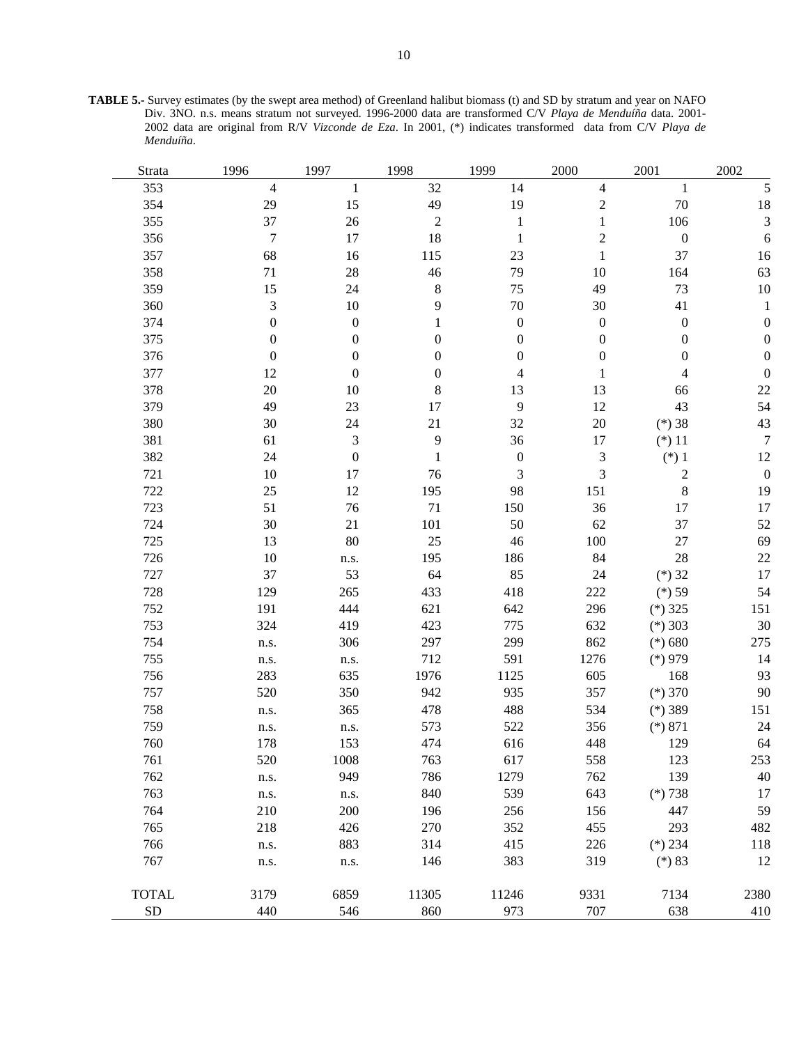**TABLE 5.-** Survey estimates (by the swept area method) of Greenland halibut biomass (t) and SD by stratum and year on NAFO Div. 3NO. n.s. means stratum not surveyed. 1996-2000 data are transformed C/V *Playa de Menduíña* data. 2001-2002 data are original from R/V *Vizconde de Eza*. In 2001, (*) indicates transformed data from C/V *Playa de Menduíña*.

| Strata | 1996 | 1997 | 1998 | 1999 | 2000 | 2001 | 2002 |
|---|---|---|---|---|---|---|---|
| 353 | 4 | 1 | 32 | 14 | 4 | 1 | 5 |
| 354 | 29 | 15 | 49 | 19 | 2 | 70 | 18 |
| 355 | 37 | 26 | 2 | 1 | 1 | 106 | 3 |
| 356 | 7 | 17 | 18 | 1 | 2 | 0 | 6 |
| 357 | 68 | 16 | 115 | 23 | 1 | 37 | 16 |
| 358 | 71 | 28 | 46 | 79 | 10 | 164 | 63 |
| 359 | 15 | 24 | 8 | 75 | 49 | 73 | 10 |
| 360 | 3 | 10 | 9 | 70 | 30 | 41 | 1 |
| 374 | 0 | 0 | 1 | 0 | 0 | 0 | 0 |
| 375 | 0 | 0 | 0 | 0 | 0 | 0 | 0 |
| 376 | 0 | 0 | 0 | 0 | 0 | 0 | 0 |
| 377 | 12 | 0 | 0 | 4 | 1 | 4 | 0 |
| 378 | 20 | 10 | 8 | 13 | 13 | 66 | 22 |
| 379 | 49 | 23 | 17 | 9 | 12 | 43 | 54 |
| 380 | 30 | 24 | 21 | 32 | 20 | (*) 38 | 43 |
| 381 | 61 | 3 | 9 | 36 | 17 | (*) 11 | 7 |
| 382 | 24 | 0 | 1 | 0 | 3 | (*) 1 | 12 |
| 721 | 10 | 17 | 76 | 3 | 3 | 2 | 0 |
| 722 | 25 | 12 | 195 | 98 | 151 | 8 | 19 |
| 723 | 51 | 76 | 71 | 150 | 36 | 17 | 17 |
| 724 | 30 | 21 | 101 | 50 | 62 | 37 | 52 |
| 725 | 13 | 80 | 25 | 46 | 100 | 27 | 69 |
| 726 | 10 | n.s. | 195 | 186 | 84 | 28 | 22 |
| 727 | 37 | 53 | 64 | 85 | 24 | (*) 32 | 17 |
| 728 | 129 | 265 | 433 | 418 | 222 | (*) 59 | 54 |
| 752 | 191 | 444 | 621 | 642 | 296 | (*) 325 | 151 |
| 753 | 324 | 419 | 423 | 775 | 632 | (*) 303 | 30 |
| 754 | n.s. | 306 | 297 | 299 | 862 | (*) 680 | 275 |
| 755 | n.s. | n.s. | 712 | 591 | 1276 | (*) 979 | 14 |
| 756 | 283 | 635 | 1976 | 1125 | 605 | 168 | 93 |
| 757 | 520 | 350 | 942 | 935 | 357 | (*) 370 | 90 |
| 758 | n.s. | 365 | 478 | 488 | 534 | (*) 389 | 151 |
| 759 | n.s. | n.s. | 573 | 522 | 356 | (*) 871 | 24 |
| 760 | 178 | 153 | 474 | 616 | 448 | 129 | 64 |
| 761 | 520 | 1008 | 763 | 617 | 558 | 123 | 253 |
| 762 | n.s. | 949 | 786 | 1279 | 762 | 139 | 40 |
| 763 | n.s. | n.s. | 840 | 539 | 643 | (*) 738 | 17 |
| 764 | 210 | 200 | 196 | 256 | 156 | 447 | 59 |
| 765 | 218 | 426 | 270 | 352 | 455 | 293 | 482 |
| 766 | n.s. | 883 | 314 | 415 | 226 | (*) 234 | 118 |
| 767 | n.s. | n.s. | 146 | 383 | 319 | (*) 83 | 12 |
| TOTAL | 3179 | 6859 | 11305 | 11246 | 9331 | 7134 | 2380 |
| SD | 440 | 546 | 860 | 973 | 707 | 638 | 410 |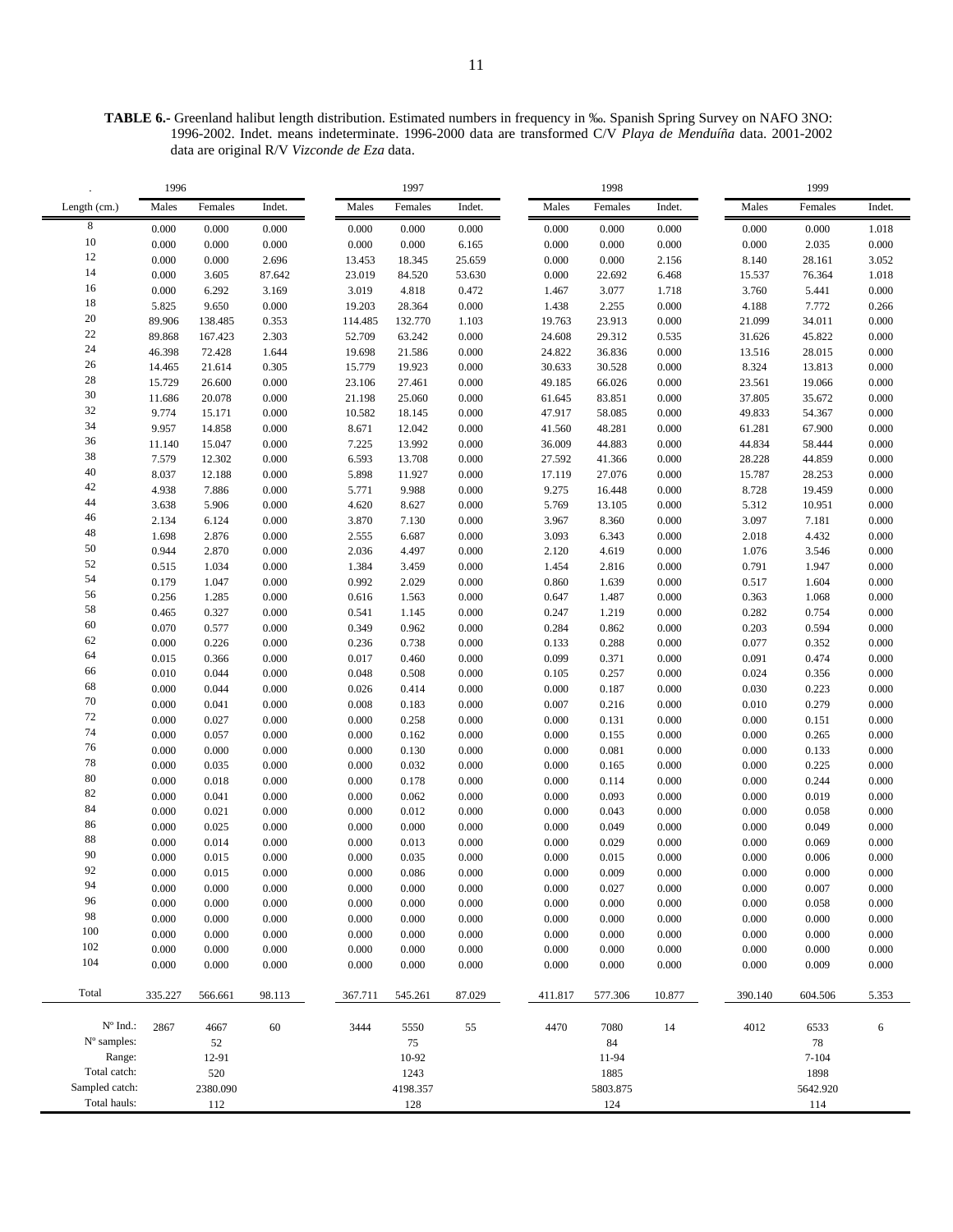**TABLE 6.-** Greenland halibut length distribution. Estimated numbers in frequency in ‰. Spanish Spring Survey on NAFO 3NO: 1996-2002. Indet. means indeterminate. 1996-2000 data are transformed C/V *Playa de Menduíña* data. 2001-2002 data are original R/V *Vizconde de Eza* data.

| . | 1996 | | | 1997 | | | 1998 | | | 1999 | | |
|---|---|---|---|---|---|---|---|---|---|---|---|---|
| Length (cm.) | Males | Females | Indet. | Males | Females | Indet. | Males | Females | Indet. | Males | Females | Indet. |
| 8 | 0.000 | 0.000 | 0.000 | 0.000 | 0.000 | 0.000 | 0.000 | 0.000 | 0.000 | 0.000 | 0.000 | 1.018 |
| 10 | 0.000 | 0.000 | 0.000 | 0.000 | 0.000 | 6.165 | 0.000 | 0.000 | 0.000 | 0.000 | 2.035 | 0.000 |
| 12 | 0.000 | 0.000 | 2.696 | 13.453 | 18.345 | 25.659 | 0.000 | 0.000 | 2.156 | 8.140 | 28.161 | 3.052 |
| 14 | 0.000 | 3.605 | 87.642 | 23.019 | 84.520 | 53.630 | 0.000 | 22.692 | 6.468 | 15.537 | 76.364 | 1.018 |
| 16 | 0.000 | 6.292 | 3.169 | 3.019 | 4.818 | 0.472 | 1.467 | 3.077 | 1.718 | 3.760 | 5.441 | 0.000 |
| 18 | 5.825 | 9.650 | 0.000 | 19.203 | 28.364 | 0.000 | 1.438 | 2.255 | 0.000 | 4.188 | 7.772 | 0.266 |
| 20 | 89.906 | 138.485 | 0.353 | 114.485 | 132.770 | 1.103 | 19.763 | 23.913 | 0.000 | 21.099 | 34.011 | 0.000 |
| 22 | 89.868 | 167.423 | 2.303 | 52.709 | 63.242 | 0.000 | 24.608 | 29.312 | 0.535 | 31.626 | 45.822 | 0.000 |
| 24 | 46.398 | 72.428 | 1.644 | 19.698 | 21.586 | 0.000 | 24.822 | 36.836 | 0.000 | 13.516 | 28.015 | 0.000 |
| 26 | 14.465 | 21.614 | 0.305 | 15.779 | 19.923 | 0.000 | 30.633 | 30.528 | 0.000 | 8.324 | 13.813 | 0.000 |
| 28 | 15.729 | 26.600 | 0.000 | 23.106 | 27.461 | 0.000 | 49.185 | 66.026 | 0.000 | 23.561 | 19.066 | 0.000 |
| 30 | 11.686 | 20.078 | 0.000 | 21.198 | 25.060 | 0.000 | 61.645 | 83.851 | 0.000 | 37.805 | 35.672 | 0.000 |
| 32 | 9.774 | 15.171 | 0.000 | 10.582 | 18.145 | 0.000 | 47.917 | 58.085 | 0.000 | 49.833 | 54.367 | 0.000 |
| 34 | 9.957 | 14.858 | 0.000 | 8.671 | 12.042 | 0.000 | 41.560 | 48.281 | 0.000 | 61.281 | 67.900 | 0.000 |
| 36 | 11.140 | 15.047 | 0.000 | 7.225 | 13.992 | 0.000 | 36.009 | 44.883 | 0.000 | 44.834 | 58.444 | 0.000 |
| 38 | 7.579 | 12.302 | 0.000 | 6.593 | 13.708 | 0.000 | 27.592 | 41.366 | 0.000 | 28.228 | 44.859 | 0.000 |
| 40 | 8.037 | 12.188 | 0.000 | 5.898 | 11.927 | 0.000 | 17.119 | 27.076 | 0.000 | 15.787 | 28.253 | 0.000 |
| 42 | 4.938 | 7.886 | 0.000 | 5.771 | 9.988 | 0.000 | 9.275 | 16.448 | 0.000 | 8.728 | 19.459 | 0.000 |
| 44 | 3.638 | 5.906 | 0.000 | 4.620 | 8.627 | 0.000 | 5.769 | 13.105 | 0.000 | 5.312 | 10.951 | 0.000 |
| 46 | 2.134 | 6.124 | 0.000 | 3.870 | 7.130 | 0.000 | 3.967 | 8.360 | 0.000 | 3.097 | 7.181 | 0.000 |
| 48 | 1.698 | 2.876 | 0.000 | 2.555 | 6.687 | 0.000 | 3.093 | 6.343 | 0.000 | 2.018 | 4.432 | 0.000 |
| 50 | 0.944 | 2.870 | 0.000 | 2.036 | 4.497 | 0.000 | 2.120 | 4.619 | 0.000 | 1.076 | 3.546 | 0.000 |
| 52 | 0.515 | 1.034 | 0.000 | 1.384 | 3.459 | 0.000 | 1.454 | 2.816 | 0.000 | 0.791 | 1.947 | 0.000 |
| 54 | 0.179 | 1.047 | 0.000 | 0.992 | 2.029 | 0.000 | 0.860 | 1.639 | 0.000 | 0.517 | 1.604 | 0.000 |
| 56 | 0.256 | 1.285 | 0.000 | 0.616 | 1.563 | 0.000 | 0.647 | 1.487 | 0.000 | 0.363 | 1.068 | 0.000 |
| 58 | 0.465 | 0.327 | 0.000 | 0.541 | 1.145 | 0.000 | 0.247 | 1.219 | 0.000 | 0.282 | 0.754 | 0.000 |
| 60 | 0.070 | 0.577 | 0.000 | 0.349 | 0.962 | 0.000 | 0.284 | 0.862 | 0.000 | 0.203 | 0.594 | 0.000 |
| 62 | 0.000 | 0.226 | 0.000 | 0.236 | 0.738 | 0.000 | 0.133 | 0.288 | 0.000 | 0.077 | 0.352 | 0.000 |
| 64 | 0.015 | 0.366 | 0.000 | 0.017 | 0.460 | 0.000 | 0.099 | 0.371 | 0.000 | 0.091 | 0.474 | 0.000 |
| 66 | 0.010 | 0.044 | 0.000 | 0.048 | 0.508 | 0.000 | 0.105 | 0.257 | 0.000 | 0.024 | 0.356 | 0.000 |
| 68 | 0.000 | 0.044 | 0.000 | 0.026 | 0.414 | 0.000 | 0.000 | 0.187 | 0.000 | 0.030 | 0.223 | 0.000 |
| 70 | 0.000 | 0.041 | 0.000 | 0.008 | 0.183 | 0.000 | 0.007 | 0.216 | 0.000 | 0.010 | 0.279 | 0.000 |
| 72 | 0.000 | 0.027 | 0.000 | 0.000 | 0.258 | 0.000 | 0.000 | 0.131 | 0.000 | 0.000 | 0.151 | 0.000 |
| 74 | 0.000 | 0.057 | 0.000 | 0.000 | 0.162 | 0.000 | 0.000 | 0.155 | 0.000 | 0.000 | 0.265 | 0.000 |
| 76 | 0.000 | 0.000 | 0.000 | 0.000 | 0.130 | 0.000 | 0.000 | 0.081 | 0.000 | 0.000 | 0.133 | 0.000 |
| 78 | 0.000 | 0.035 | 0.000 | 0.000 | 0.032 | 0.000 | 0.000 | 0.165 | 0.000 | 0.000 | 0.225 | 0.000 |
| 80 | 0.000 | 0.018 | 0.000 | 0.000 | 0.178 | 0.000 | 0.000 | 0.114 | 0.000 | 0.000 | 0.244 | 0.000 |
| 82 | 0.000 | 0.041 | 0.000 | 0.000 | 0.062 | 0.000 | 0.000 | 0.093 | 0.000 | 0.000 | 0.019 | 0.000 |
| 84 | 0.000 | 0.021 | 0.000 | 0.000 | 0.012 | 0.000 | 0.000 | 0.043 | 0.000 | 0.000 | 0.058 | 0.000 |
| 86 | 0.000 | 0.025 | 0.000 | 0.000 | 0.000 | 0.000 | 0.000 | 0.049 | 0.000 | 0.000 | 0.049 | 0.000 |
| 88 | 0.000 | 0.014 | 0.000 | 0.000 | 0.013 | 0.000 | 0.000 | 0.029 | 0.000 | 0.000 | 0.069 | 0.000 |
| 90 | 0.000 | 0.015 | 0.000 | 0.000 | 0.035 | 0.000 | 0.000 | 0.015 | 0.000 | 0.000 | 0.006 | 0.000 |
| 92 | 0.000 | 0.015 | 0.000 | 0.000 | 0.086 | 0.000 | 0.000 | 0.009 | 0.000 | 0.000 | 0.000 | 0.000 |
| 94 | 0.000 | 0.000 | 0.000 | 0.000 | 0.000 | 0.000 | 0.000 | 0.027 | 0.000 | 0.000 | 0.007 | 0.000 |
| 96 | 0.000 | 0.000 | 0.000 | 0.000 | 0.000 | 0.000 | 0.000 | 0.000 | 0.000 | 0.000 | 0.058 | 0.000 |
| 98 | 0.000 | 0.000 | 0.000 | 0.000 | 0.000 | 0.000 | 0.000 | 0.000 | 0.000 | 0.000 | 0.000 | 0.000 |
| 100 | 0.000 | 0.000 | 0.000 | 0.000 | 0.000 | 0.000 | 0.000 | 0.000 | 0.000 | 0.000 | 0.000 | 0.000 |
| 102 | 0.000 | 0.000 | 0.000 | 0.000 | 0.000 | 0.000 | 0.000 | 0.000 | 0.000 | 0.000 | 0.000 | 0.000 |
| 104 | 0.000 | 0.000 | 0.000 | 0.000 | 0.000 | 0.000 | 0.000 | 0.000 | 0.000 | 0.000 | 0.009 | 0.000 |
| Total | 335.227 | 566.661 | 98.113 | 367.711 | 545.261 | 87.029 | 411.817 | 577.306 | 10.877 | 390.140 | 604.506 | 5.353 |
| Nº Ind.: | 2867 | 4667 | 60 | 3444 | 5550 | 55 | 4470 | 7080 | 14 | 4012 | 6533 | 6 |
| Nº samples: | | 52 | | | 75 | | | 84 | | | 78 | |
| Range: | | 12-91 | | | 10-92 | | | 11-94 | | | 7-104 | |
| Total catch: | | 520 | | | 1243 | | | 1885 | | | 1898 | |
| Sampled catch: | | 2380.090 | | | 4198.357 | | | 5803.875 | | | 5642.920 | |
| Total hauls: | | 112 | | | 128 | | | 124 | | | 114 | |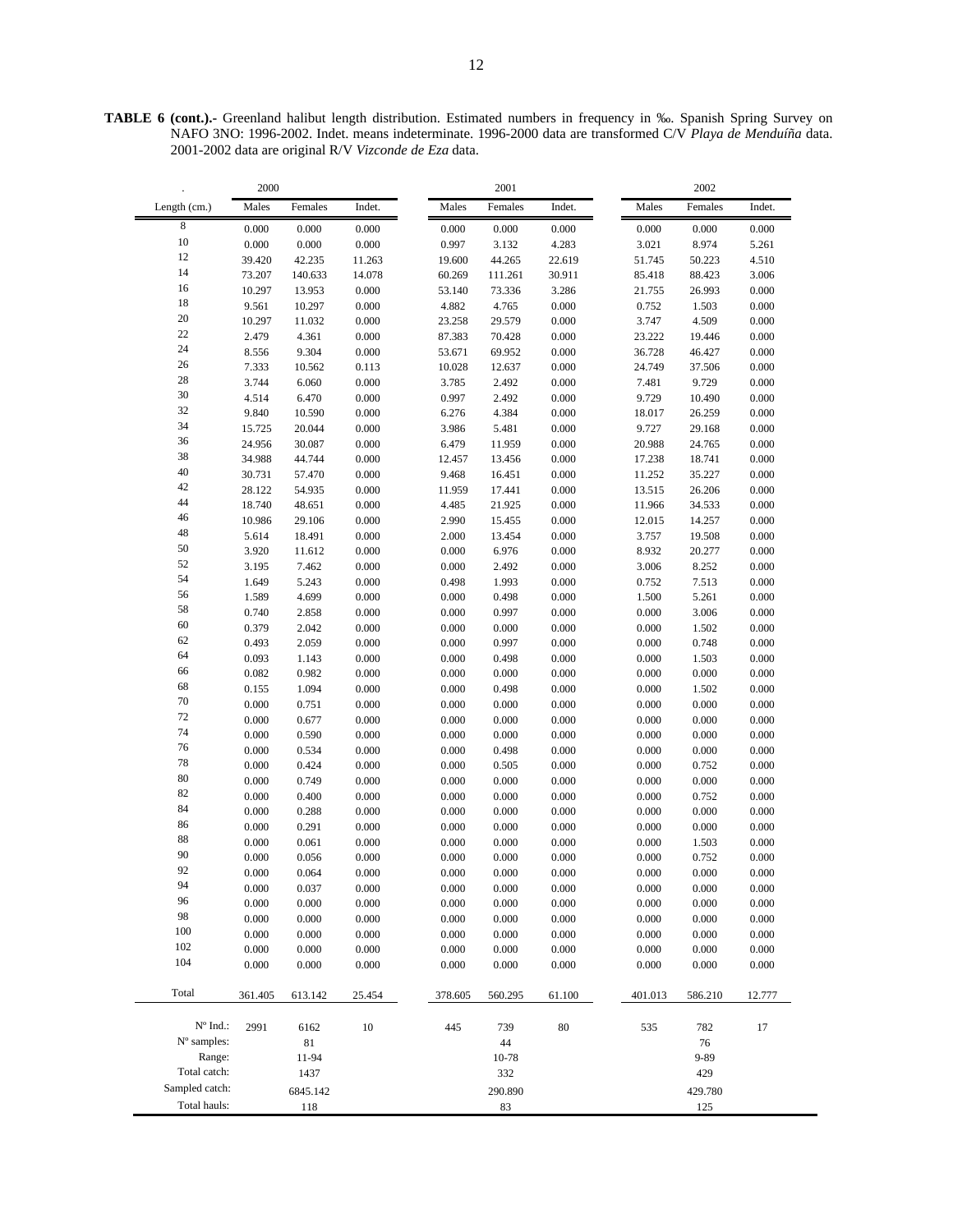**TABLE 6 (cont.).-** Greenland halibut length distribution. Estimated numbers in frequency in ‰. Spanish Spring Survey on NAFO 3NO: 1996-2002. Indet. means indeterminate. 1996-2000 data are transformed C/V *Playa de Menduíña* data. 2001-2002 data are original R/V *Vizconde de Eza* data.

| . | 2000 | | | 2001 | | | 2002 | | |
|---|---|---|---|---|---|---|---|---|---|
| Length (cm.) | Males | Females | Indet. | Males | Females | Indet. | Males | Females | Indet. |
| 8 | 0.000 | 0.000 | 0.000 | 0.000 | 0.000 | 0.000 | 0.000 | 0.000 | 0.000 |
| 10 | 0.000 | 0.000 | 0.000 | 0.997 | 3.132 | 4.283 | 3.021 | 8.974 | 5.261 |
| 12 | 39.420 | 42.235 | 11.263 | 19.600 | 44.265 | 22.619 | 51.745 | 50.223 | 4.510 |
| 14 | 73.207 | 140.633 | 14.078 | 60.269 | 111.261 | 30.911 | 85.418 | 88.423 | 3.006 |
| 16 | 10.297 | 13.953 | 0.000 | 53.140 | 73.336 | 3.286 | 21.755 | 26.993 | 0.000 |
| 18 | 9.561 | 10.297 | 0.000 | 4.882 | 4.765 | 0.000 | 0.752 | 1.503 | 0.000 |
| 20 | 10.297 | 11.032 | 0.000 | 23.258 | 29.579 | 0.000 | 3.747 | 4.509 | 0.000 |
| 22 | 2.479 | 4.361 | 0.000 | 87.383 | 70.428 | 0.000 | 23.222 | 19.446 | 0.000 |
| 24 | 8.556 | 9.304 | 0.000 | 53.671 | 69.952 | 0.000 | 36.728 | 46.427 | 0.000 |
| 26 | 7.333 | 10.562 | 0.113 | 10.028 | 12.637 | 0.000 | 24.749 | 37.506 | 0.000 |
| 28 | 3.744 | 6.060 | 0.000 | 3.785 | 2.492 | 0.000 | 7.481 | 9.729 | 0.000 |
| 30 | 4.514 | 6.470 | 0.000 | 0.997 | 2.492 | 0.000 | 9.729 | 10.490 | 0.000 |
| 32 | 9.840 | 10.590 | 0.000 | 6.276 | 4.384 | 0.000 | 18.017 | 26.259 | 0.000 |
| 34 | 15.725 | 20.044 | 0.000 | 3.986 | 5.481 | 0.000 | 9.727 | 29.168 | 0.000 |
| 36 | 24.956 | 30.087 | 0.000 | 6.479 | 11.959 | 0.000 | 20.988 | 24.765 | 0.000 |
| 38 | 34.988 | 44.744 | 0.000 | 12.457 | 13.456 | 0.000 | 17.238 | 18.741 | 0.000 |
| 40 | 30.731 | 57.470 | 0.000 | 9.468 | 16.451 | 0.000 | 11.252 | 35.227 | 0.000 |
| 42 | 28.122 | 54.935 | 0.000 | 11.959 | 17.441 | 0.000 | 13.515 | 26.206 | 0.000 |
| 44 | 18.740 | 48.651 | 0.000 | 4.485 | 21.925 | 0.000 | 11.966 | 34.533 | 0.000 |
| 46 | 10.986 | 29.106 | 0.000 | 2.990 | 15.455 | 0.000 | 12.015 | 14.257 | 0.000 |
| 48 | 5.614 | 18.491 | 0.000 | 2.000 | 13.454 | 0.000 | 3.757 | 19.508 | 0.000 |
| 50 | 3.920 | 11.612 | 0.000 | 0.000 | 6.976 | 0.000 | 8.932 | 20.277 | 0.000 |
| 52 | 3.195 | 7.462 | 0.000 | 0.000 | 2.492 | 0.000 | 3.006 | 8.252 | 0.000 |
| 54 | 1.649 | 5.243 | 0.000 | 0.498 | 1.993 | 0.000 | 0.752 | 7.513 | 0.000 |
| 56 | 1.589 | 4.699 | 0.000 | 0.000 | 0.498 | 0.000 | 1.500 | 5.261 | 0.000 |
| 58 | 0.740 | 2.858 | 0.000 | 0.000 | 0.997 | 0.000 | 0.000 | 3.006 | 0.000 |
| 60 | 0.379 | 2.042 | 0.000 | 0.000 | 0.000 | 0.000 | 0.000 | 1.502 | 0.000 |
| 62 | 0.493 | 2.059 | 0.000 | 0.000 | 0.997 | 0.000 | 0.000 | 0.748 | 0.000 |
| 64 | 0.093 | 1.143 | 0.000 | 0.000 | 0.498 | 0.000 | 0.000 | 1.503 | 0.000 |
| 66 | 0.082 | 0.982 | 0.000 | 0.000 | 0.000 | 0.000 | 0.000 | 0.000 | 0.000 |
| 68 | 0.155 | 1.094 | 0.000 | 0.000 | 0.498 | 0.000 | 0.000 | 1.502 | 0.000 |
| 70 | 0.000 | 0.751 | 0.000 | 0.000 | 0.000 | 0.000 | 0.000 | 0.000 | 0.000 |
| 72 | 0.000 | 0.677 | 0.000 | 0.000 | 0.000 | 0.000 | 0.000 | 0.000 | 0.000 |
| 74 | 0.000 | 0.590 | 0.000 | 0.000 | 0.000 | 0.000 | 0.000 | 0.000 | 0.000 |
| 76 | 0.000 | 0.534 | 0.000 | 0.000 | 0.498 | 0.000 | 0.000 | 0.000 | 0.000 |
| 78 | 0.000 | 0.424 | 0.000 | 0.000 | 0.505 | 0.000 | 0.000 | 0.752 | 0.000 |
| 80 | 0.000 | 0.749 | 0.000 | 0.000 | 0.000 | 0.000 | 0.000 | 0.000 | 0.000 |
| 82 | 0.000 | 0.400 | 0.000 | 0.000 | 0.000 | 0.000 | 0.000 | 0.752 | 0.000 |
| 84 | 0.000 | 0.288 | 0.000 | 0.000 | 0.000 | 0.000 | 0.000 | 0.000 | 0.000 |
| 86 | 0.000 | 0.291 | 0.000 | 0.000 | 0.000 | 0.000 | 0.000 | 0.000 | 0.000 |
| 88 | 0.000 | 0.061 | 0.000 | 0.000 | 0.000 | 0.000 | 0.000 | 1.503 | 0.000 |
| 90 | 0.000 | 0.056 | 0.000 | 0.000 | 0.000 | 0.000 | 0.000 | 0.752 | 0.000 |
| 92 | 0.000 | 0.064 | 0.000 | 0.000 | 0.000 | 0.000 | 0.000 | 0.000 | 0.000 |
| 94 | 0.000 | 0.037 | 0.000 | 0.000 | 0.000 | 0.000 | 0.000 | 0.000 | 0.000 |
| 96 | 0.000 | 0.000 | 0.000 | 0.000 | 0.000 | 0.000 | 0.000 | 0.000 | 0.000 |
| 98 | 0.000 | 0.000 | 0.000 | 0.000 | 0.000 | 0.000 | 0.000 | 0.000 | 0.000 |
| 100 | 0.000 | 0.000 | 0.000 | 0.000 | 0.000 | 0.000 | 0.000 | 0.000 | 0.000 |
| 102 | 0.000 | 0.000 | 0.000 | 0.000 | 0.000 | 0.000 | 0.000 | 0.000 | 0.000 |
| 104 | 0.000 | 0.000 | 0.000 | 0.000 | 0.000 | 0.000 | 0.000 | 0.000 | 0.000 |
| Total | 361.405 | 613.142 | 25.454 | 378.605 | 560.295 | 61.100 | 401.013 | 586.210 | 12.777 |
| Nº Ind.: | 2991 | 6162 | 10 | 445 | 739 | 80 | 535 | 782 | 17 |
| Nº samples: | | 81 | | | 44 | | | 76 | |
| Range: | | 11-94 | | | 10-78 | | | 9-89 | |
| Total catch: | | 1437 | | | 332 | | | 429 | |
| Sampled catch: | | 6845.142 | | | 290.890 | | | 429.780 | |
| Total hauls: | | 118 | | | 83 | | | 125 | |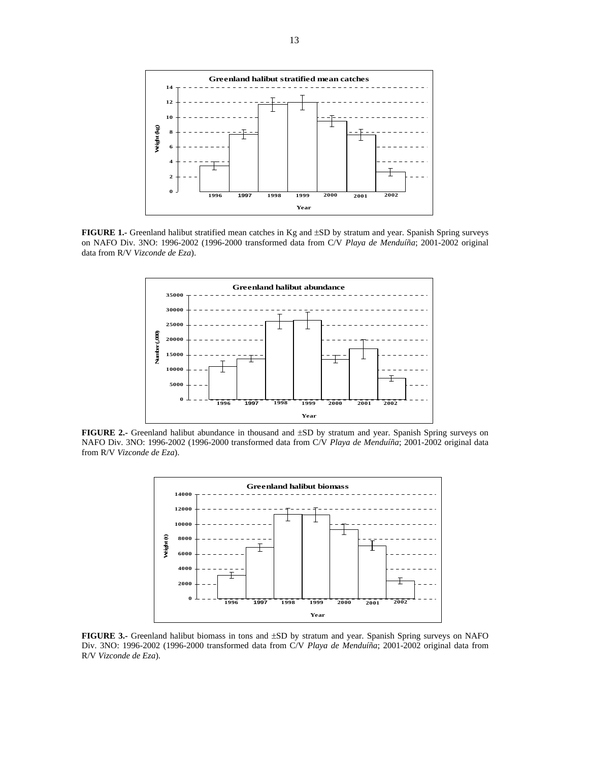**FIGURE 1.-** Greenland halibut stratified mean catches in Kg and ±SD by stratum and year. Spanish Spring surveys on NAFO Div. 3NO: 1996-2002 (1996-2000 transformed data from C/V *Playa de Menduíña*; 2001-2002 original data from R/V *Vizconde de Eza*).

**FIGURE 2.-** Greenland halibut abundance in thousand and ±SD by stratum and year. Spanish Spring surveys on NAFO Div. 3NO: 1996-2002 (1996-2000 transformed data from C/V *Playa de Menduíña*; 2001-2002 original data from R/V *Vizconde de Eza*).

**FIGURE 3.-** Greenland halibut biomass in tons and ±SD by stratum and year. Spanish Spring surveys on NAFO Div. 3NO: 1996-2002 (1996-2000 transformed data from C/V *Playa de Menduíña*; 2001-2002 original data from R/V *Vizconde de Eza*).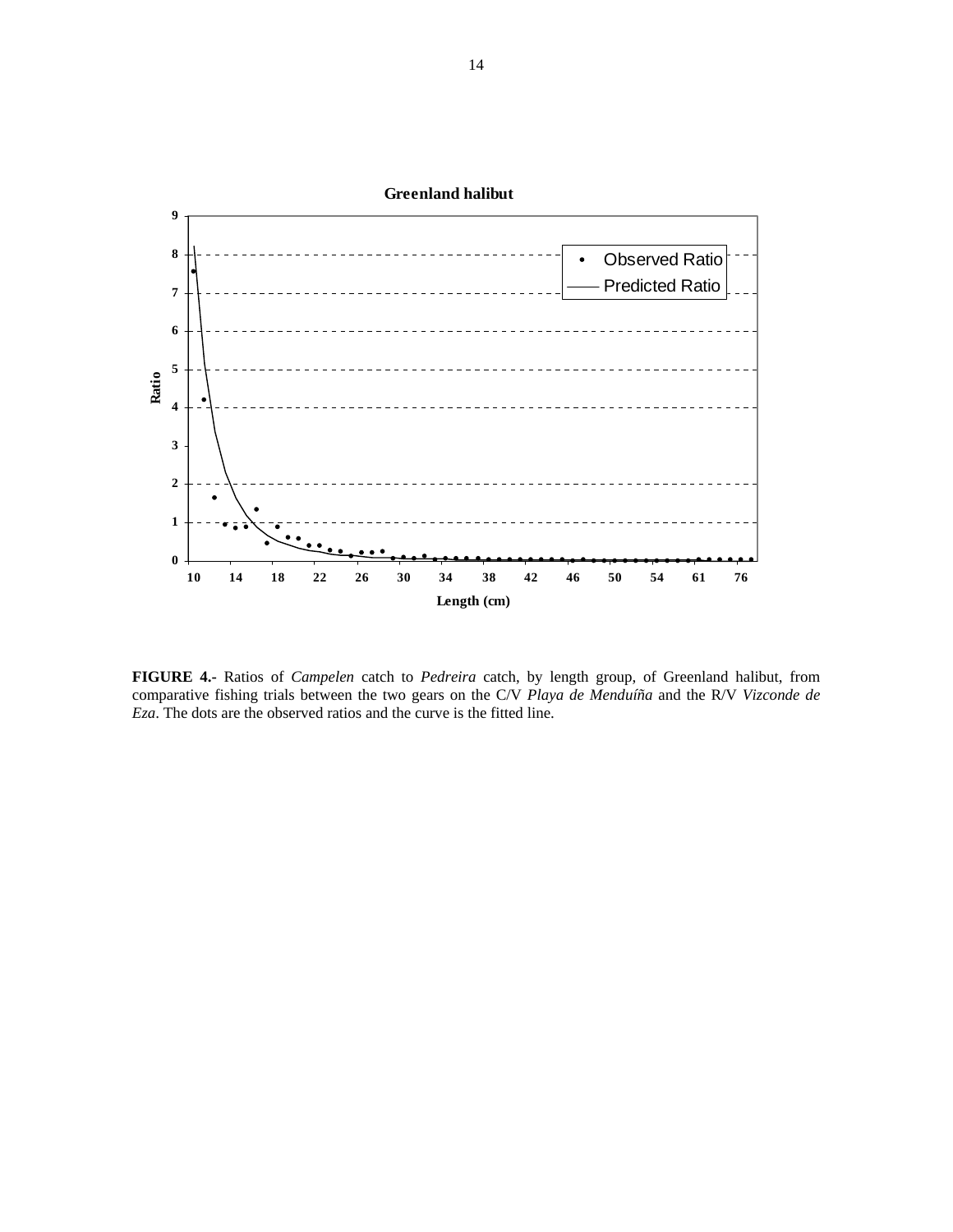**FIGURE 4.-** Ratios of *Campelen* catch to *Pedreira* catch, by length group, of Greenland halibut, from comparative fishing trials between the two gears on the C/V *Playa de Menduíña* and the R/V *Vizconde de Eza*. The dots are the observed ratios and the curve is the fitted line.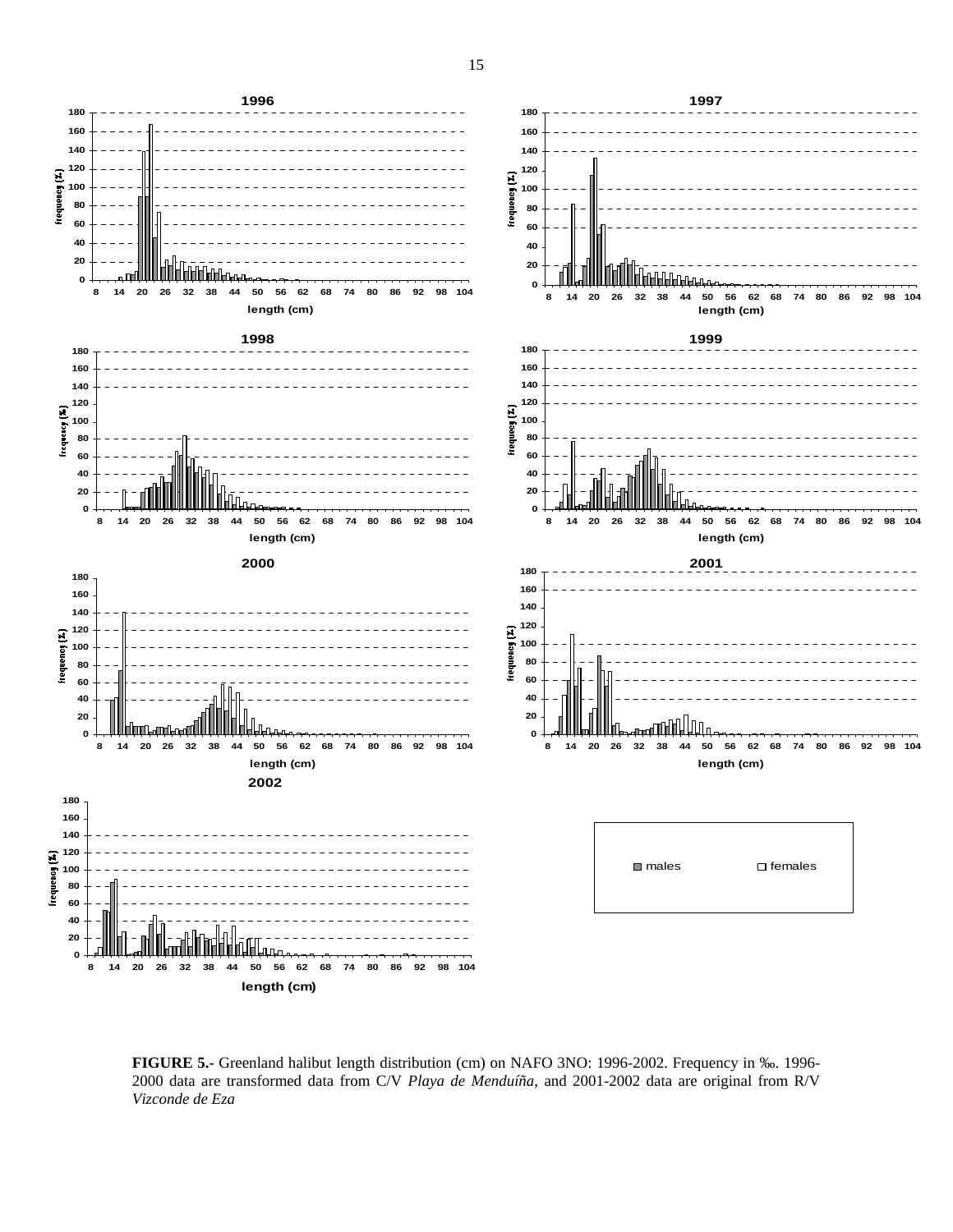1996

180
160
140
120
100
80
60
40
20
0

frequency (‰)

8 14 20 26 32 38 44 50 56 62 68 74 80 86 92 98 104

length (cm)

1997

180
160
140
120
100
80
60
40
20
0

frequency (‰)

8 14 20 26 32 38 44 50 56 62 68 74 80 86 92 98 104

length (cm)

1998

180
160
140
120
100
80
60
40
20
0

frequency (‰)

8 14 20 26 32 38 44 50 56 62 68 74 80 86 92 98 104

length (cm)

1999

180
160
140
120
100
80
60
40
20
0

frequency (‰)

8 14 20 26 32 38 44 50 56 62 68 74 80 86 92 98 104

length (cm)

2000

180
160
140
120
100
80
60
40
20
0

frequency (‰)

8 14 20 26 32 38 44 50 56 62 68 74 80 86 92 98 104

length (cm)

2001

180
160
140
120
100
80
60
40
20
0

frequency (‰)

8 14 20 26 32 38 44 50 56 62 68 74 80 86 92 98 104

length (cm)

2002

180
160
140
120
100
80
60
40
20
0

frequency (‰)

8 14 20 26 32 38 44 50 56 62 68 74 80 86 92 98 104

length (cm)

males females

**FIGURE 5.-** Greenland halibut length distribution (cm) on NAFO 3NO: 1996-2002. Frequency in ‰. 1996-2000 data are transformed data from C/V *Playa de Menduíña*, and 2001-2002 data are original from R/V *Vizconde de Eza*